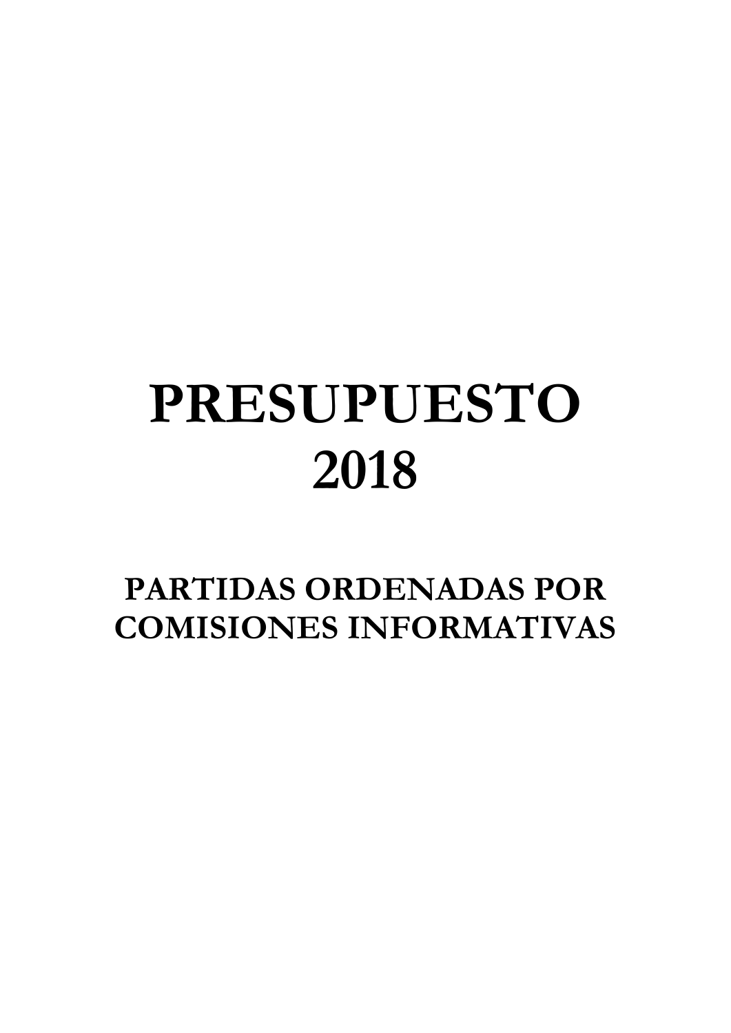# PRESUPUESTO
# 2018

## PARTIDAS ORDENADAS POR COMISIONES INFORMATIVAS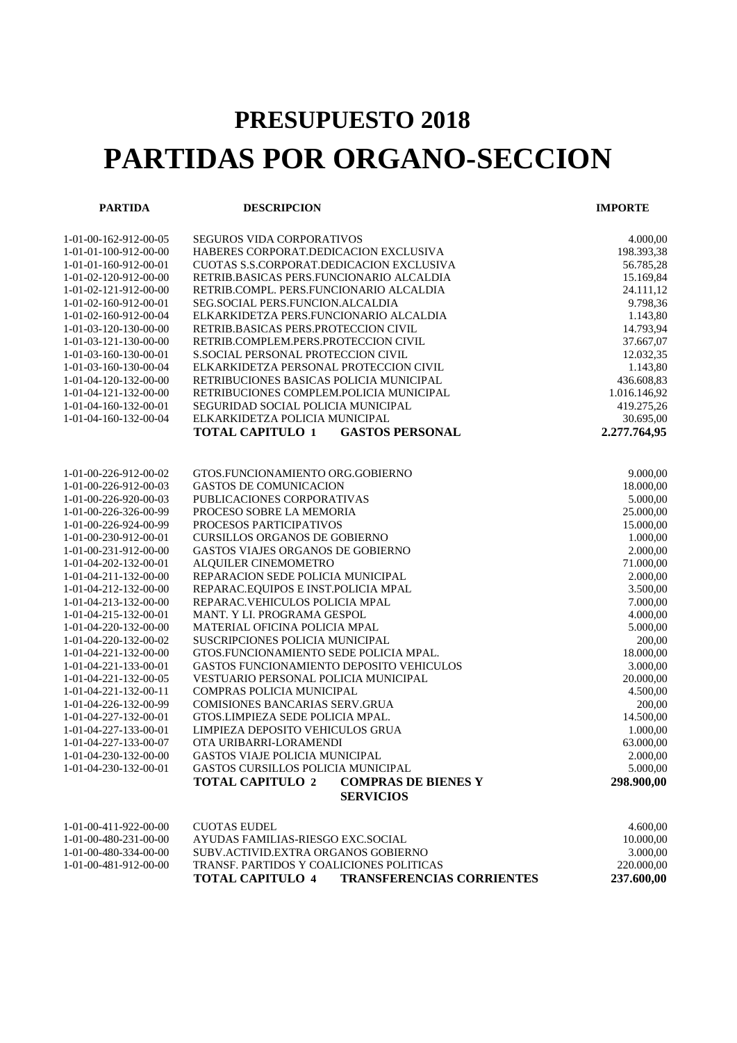# PRESUPUESTO 2018

# PARTIDAS POR ORGANO-SECCION

| PARTIDA | DESCRIPCION | IMPORTE |
|---|---|---|
| 1-01-00-162-912-00-05 | SEGUROS VIDA CORPORATIVOS | 4.000,00 |
| 1-01-01-100-912-00-00 | HABERES CORPORAT.DEDICACION EXCLUSIVA | 198.393,38 |
| 1-01-01-160-912-00-01 | CUOTAS S.S.CORPORAT.DEDICACION EXCLUSIVA | 56.785,28 |
| 1-01-02-120-912-00-00 | RETRIB.BASICAS PERS.FUNCIONARIO ALCALDIA | 15.169,84 |
| 1-01-02-121-912-00-00 | RETRIB.COMPL. PERS.FUNCIONARIO ALCALDIA | 24.111,12 |
| 1-01-02-160-912-00-01 | SEG.SOCIAL PERS.FUNCION.ALCALDIA | 9.798,36 |
| 1-01-02-160-912-00-04 | ELKARKIDETZA PERS.FUNCIONARIO ALCALDIA | 1.143,80 |
| 1-01-03-120-130-00-00 | RETRIB.BASICAS PERS.PROTECCION CIVIL | 14.793,94 |
| 1-01-03-121-130-00-00 | RETRIB.COMPLEM.PERS.PROTECCION CIVIL | 37.667,07 |
| 1-01-03-160-130-00-01 | S.SOCIAL PERSONAL PROTECCION CIVIL | 12.032,35 |
| 1-01-03-160-130-00-04 | ELKARKIDETZA PERSONAL PROTECCION CIVIL | 1.143,80 |
| 1-01-04-120-132-00-00 | RETRIBUCIONES BASICAS POLICIA MUNICIPAL | 436.608,83 |
| 1-01-04-121-132-00-00 | RETRIBUCIONES COMPLEM.POLICIA MUNICIPAL | 1.016.146,92 |
| 1-01-04-160-132-00-01 | SEGURIDAD SOCIAL POLICIA MUNICIPAL | 419.275,26 |
| 1-01-04-160-132-00-04 | ELKARKIDETZA POLICIA MUNICIPAL | 30.695,00 |
| | **TOTAL CAPITULO 1 GASTOS PERSONAL** | **2.277.764,95** |
| 1-01-00-226-912-00-02 | GTOS.FUNCIONAMIENTO ORG.GOBIERNO | 9.000,00 |
| 1-01-00-226-912-00-03 | GASTOS DE COMUNICACION | 18.000,00 |
| 1-01-00-226-920-00-03 | PUBLICACIONES CORPORATIVAS | 5.000,00 |
| 1-01-00-226-326-00-99 | PROCESO SOBRE LA MEMORIA | 25.000,00 |
| 1-01-00-226-924-00-99 | PROCESOS PARTICIPATIVOS | 15.000,00 |
| 1-01-00-230-912-00-01 | CURSILLOS ORGANOS DE GOBIERNO | 1.000,00 |
| 1-01-00-231-912-00-00 | GASTOS VIAJES ORGANOS DE GOBIERNO | 2.000,00 |
| 1-01-04-202-132-00-01 | ALQUILER CINEMOMETRO | 71.000,00 |
| 1-01-04-211-132-00-00 | REPARACION SEDE POLICIA MUNICIPAL | 2.000,00 |
| 1-01-04-212-132-00-00 | REPARAC.EQUIPOS E INST.POLICIA MPAL | 3.500,00 |
| 1-01-04-213-132-00-00 | REPARAC.VEHICULOS POLICIA MPAL | 7.000,00 |
| 1-01-04-215-132-00-01 | MANT. Y LI. PROGRAMA GESPOL | 4.000,00 |
| 1-01-04-220-132-00-00 | MATERIAL OFICINA POLICIA MPAL | 5.000,00 |
| 1-01-04-220-132-00-02 | SUSCRIPCIONES POLICIA MUNICIPAL | 200,00 |
| 1-01-04-221-132-00-00 | GTOS.FUNCIONAMIENTO SEDE POLICIA MPAL. | 18.000,00 |
| 1-01-04-221-133-00-01 | GASTOS FUNCIONAMIENTO DEPOSITO VEHICULOS | 3.000,00 |
| 1-01-04-221-132-00-05 | VESTUARIO PERSONAL POLICIA MUNICIPAL | 20.000,00 |
| 1-01-04-221-132-00-11 | COMPRAS POLICIA MUNICIPAL | 4.500,00 |
| 1-01-04-226-132-00-99 | COMISIONES BANCARIAS SERV.GRUA | 200,00 |
| 1-01-04-227-132-00-01 | GTOS.LIMPIEZA SEDE POLICIA MPAL. | 14.500,00 |
| 1-01-04-227-133-00-01 | LIMPIEZA DEPOSITO VEHICULOS GRUA | 1.000,00 |
| 1-01-04-227-133-00-07 | OTA URIBARRI-LORAMENDI | 63.000,00 |
| 1-01-04-230-132-00-00 | GASTOS VIAJE POLICIA MUNICIPAL | 2.000,00 |
| 1-01-04-230-132-00-01 | GASTOS CURSILLOS POLICIA MUNICIPAL | 5.000,00 |
| | **TOTAL CAPITULO 2 COMPRAS DE BIENES Y SERVICIOS** | **298.900,00** |
| 1-01-00-411-922-00-00 | CUOTAS EUDEL | 4.600,00 |
| 1-01-00-480-231-00-00 | AYUDAS FAMILIAS-RIESGO EXC.SOCIAL | 10.000,00 |
| 1-01-00-480-334-00-00 | SUBV.ACTIVID.EXTRA ORGANOS GOBIERNO | 3.000,00 |
| 1-01-00-481-912-00-00 | TRANSF. PARTIDOS Y COALICIONES POLITICAS | 220.000,00 |
| | **TOTAL CAPITULO 4 TRANSFERENCIAS CORRIENTES** | **237.600,00** |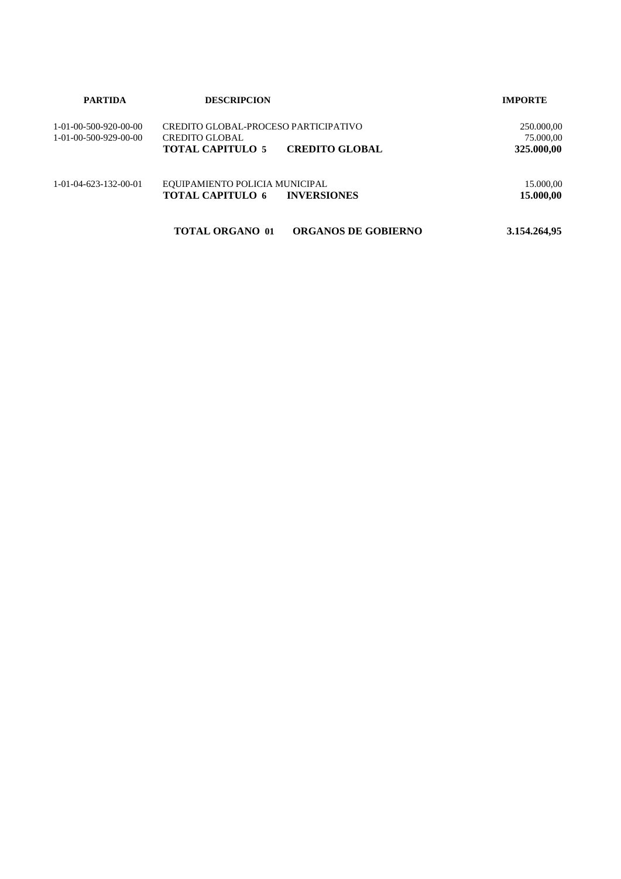| PARTIDA | DESCRIPCION | | IMPORTE |
|---|---|---|---|
| 1-01-00-500-920-00-00 | CREDITO GLOBAL-PROCESO PARTICIPATIVO | | 250.000,00 |
| 1-01-00-500-929-00-00 | CREDITO GLOBAL | | 75.000,00 |
| | **TOTAL CAPITULO 5** | **CREDITO GLOBAL** | **325.000,00** |
| 1-01-04-623-132-00-01 | EQUIPAMIENTO POLICIA MUNICIPAL | | 15.000,00 |
| | **TOTAL CAPITULO 6** | **INVERSIONES** | **15.000,00** |
| | **TOTAL ORGANO 01** | **ORGANOS DE GOBIERNO** | **3.154.264,95** |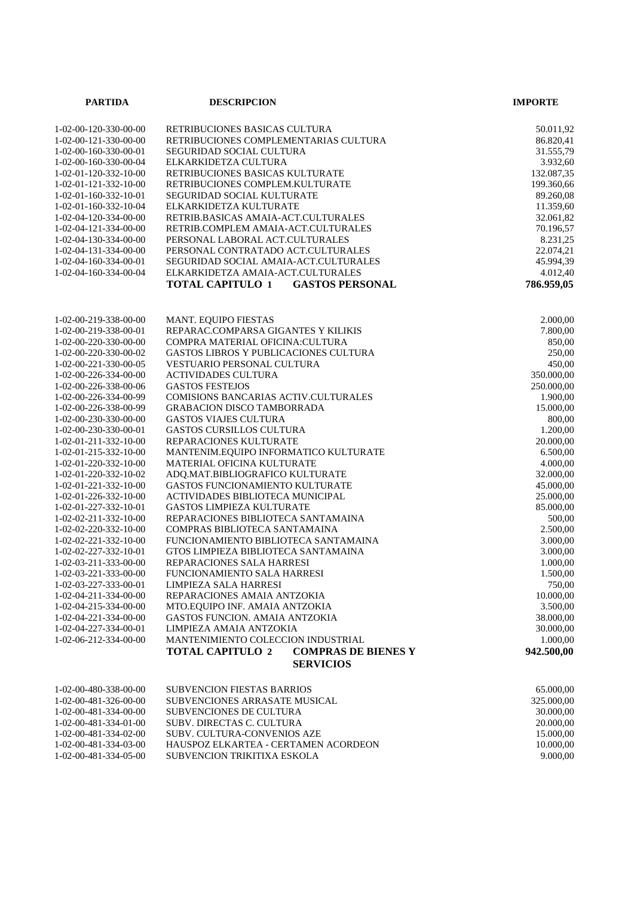| PARTIDA | DESCRIPCION | IMPORTE |
|---|---|---|
| 1-02-00-120-330-00-00 | RETRIBUCIONES BASICAS CULTURA | 50.011,92 |
| 1-02-00-121-330-00-00 | RETRIBUCIONES COMPLEMENTARIAS CULTURA | 86.820,41 |
| 1-02-00-160-330-00-01 | SEGURIDAD SOCIAL CULTURA | 31.555,79 |
| 1-02-00-160-330-00-04 | ELKARKIDETZA CULTURA | 3.932,60 |
| 1-02-01-120-332-10-00 | RETRIBUCIONES BASICAS KULTURATE | 132.087,35 |
| 1-02-01-121-332-10-00 | RETRIBUCIONES COMPLEM.KULTURATE | 199.360,66 |
| 1-02-01-160-332-10-01 | SEGURIDAD SOCIAL KULTURATE | 89.260,08 |
| 1-02-01-160-332-10-04 | ELKARKIDETZA KULTURATE | 11.359,60 |
| 1-02-04-120-334-00-00 | RETRIB.BASICAS AMAIA-ACT.CULTURALES | 32.061,82 |
| 1-02-04-121-334-00-00 | RETRIB.COMPLEM AMAIA-ACT.CULTURALES | 70.196,57 |
| 1-02-04-130-334-00-00 | PERSONAL LABORAL ACT.CULTURALES | 8.231,25 |
| 1-02-04-131-334-00-00 | PERSONAL CONTRATADO ACT.CULTURALES | 22.074,21 |
| 1-02-04-160-334-00-01 | SEGURIDAD SOCIAL AMAIA-ACT.CULTURALES | 45.994,39 |
| 1-02-04-160-334-00-04 | ELKARKIDETZA AMAIA-ACT.CULTURALES | 4.012,40 |
| | **TOTAL CAPITULO 1 GASTOS PERSONAL** | **786.959,05** |
| 1-02-00-219-338-00-00 | MANT. EQUIPO FIESTAS | 2.000,00 |
| 1-02-00-219-338-00-01 | REPARAC.COMPARSA GIGANTES Y KILIKIS | 7.800,00 |
| 1-02-00-220-330-00-00 | COMPRA MATERIAL OFICINA:CULTURA | 850,00 |
| 1-02-00-220-330-00-02 | GASTOS LIBROS Y PUBLICACIONES CULTURA | 250,00 |
| 1-02-00-221-330-00-05 | VESTUARIO PERSONAL CULTURA | 450,00 |
| 1-02-00-226-334-00-00 | ACTIVIDADES CULTURA | 350.000,00 |
| 1-02-00-226-338-00-06 | GASTOS FESTEJOS | 250.000,00 |
| 1-02-00-226-334-00-99 | COMISIONS BANCARIAS ACTIV.CULTURALES | 1.900,00 |
| 1-02-00-226-338-00-99 | GRABACION DISCO TAMBORRADA | 15.000,00 |
| 1-02-00-230-330-00-00 | GASTOS VIAJES CULTURA | 800,00 |
| 1-02-00-230-330-00-01 | GASTOS CURSILLOS CULTURA | 1.200,00 |
| 1-02-01-211-332-10-00 | REPARACIONES KULTURATE | 20.000,00 |
| 1-02-01-215-332-10-00 | MANTENIM.EQUIPO INFORMATICO KULTURATE | 6.500,00 |
| 1-02-01-220-332-10-00 | MATERIAL OFICINA KULTURATE | 4.000,00 |
| 1-02-01-220-332-10-02 | ADQ.MAT.BIBLIOGRAFICO KULTURATE | 32.000,00 |
| 1-02-01-221-332-10-00 | GASTOS FUNCIONAMIENTO KULTURATE | 45.000,00 |
| 1-02-01-226-332-10-00 | ACTIVIDADES BIBLIOTECA MUNICIPAL | 25.000,00 |
| 1-02-01-227-332-10-01 | GASTOS LIMPIEZA KULTURATE | 85.000,00 |
| 1-02-02-211-332-10-00 | REPARACIONES BIBLIOTECA SANTAMAINA | 500,00 |
| 1-02-02-220-332-10-00 | COMPRAS BIBLIOTECA SANTAMAINA | 2.500,00 |
| 1-02-02-221-332-10-00 | FUNCIONAMIENTO BIBLIOTECA SANTAMAINA | 3.000,00 |
| 1-02-02-227-332-10-01 | GTOS LIMPIEZA BIBLIOTECA SANTAMAINA | 3.000,00 |
| 1-02-03-211-333-00-00 | REPARACIONES SALA HARRESI | 1.000,00 |
| 1-02-03-221-333-00-00 | FUNCIONAMIENTO SALA HARRESI | 1.500,00 |
| 1-02-03-227-333-00-01 | LIMPIEZA SALA HARRESI | 750,00 |
| 1-02-04-211-334-00-00 | REPARACIONES AMAIA ANTZOKIA | 10.000,00 |
| 1-02-04-215-334-00-00 | MTO.EQUIPO INF. AMAIA ANTZOKIA | 3.500,00 |
| 1-02-04-221-334-00-00 | GASTOS FUNCION. AMAIA ANTZOKIA | 38.000,00 |
| 1-02-04-227-334-00-01 | LIMPIEZA AMAIA ANTZOKIA | 30.000,00 |
| 1-02-06-212-334-00-00 | MANTENIMIENTO COLECCION INDUSTRIAL | 1.000,00 |
| | **TOTAL CAPITULO 2 COMPRAS DE BIENES Y SERVICIOS** | **942.500,00** |
| 1-02-00-480-338-00-00 | SUBVENCION FIESTAS BARRIOS | 65.000,00 |
| 1-02-00-481-326-00-00 | SUBVENCIONES ARRASATE MUSICAL | 325.000,00 |
| 1-02-00-481-334-00-00 | SUBVENCIONES DE CULTURA | 30.000,00 |
| 1-02-00-481-334-01-00 | SUBV. DIRECTAS C. CULTURA | 20.000,00 |
| 1-02-00-481-334-02-00 | SUBV. CULTURA-CONVENIOS AZE | 15.000,00 |
| 1-02-00-481-334-03-00 | HAUSPOZ ELKARTEA - CERTAMEN ACORDEON | 10.000,00 |
| 1-02-00-481-334-05-00 | SUBVENCION TRIKITIXA ESKOLA | 9.000,00 |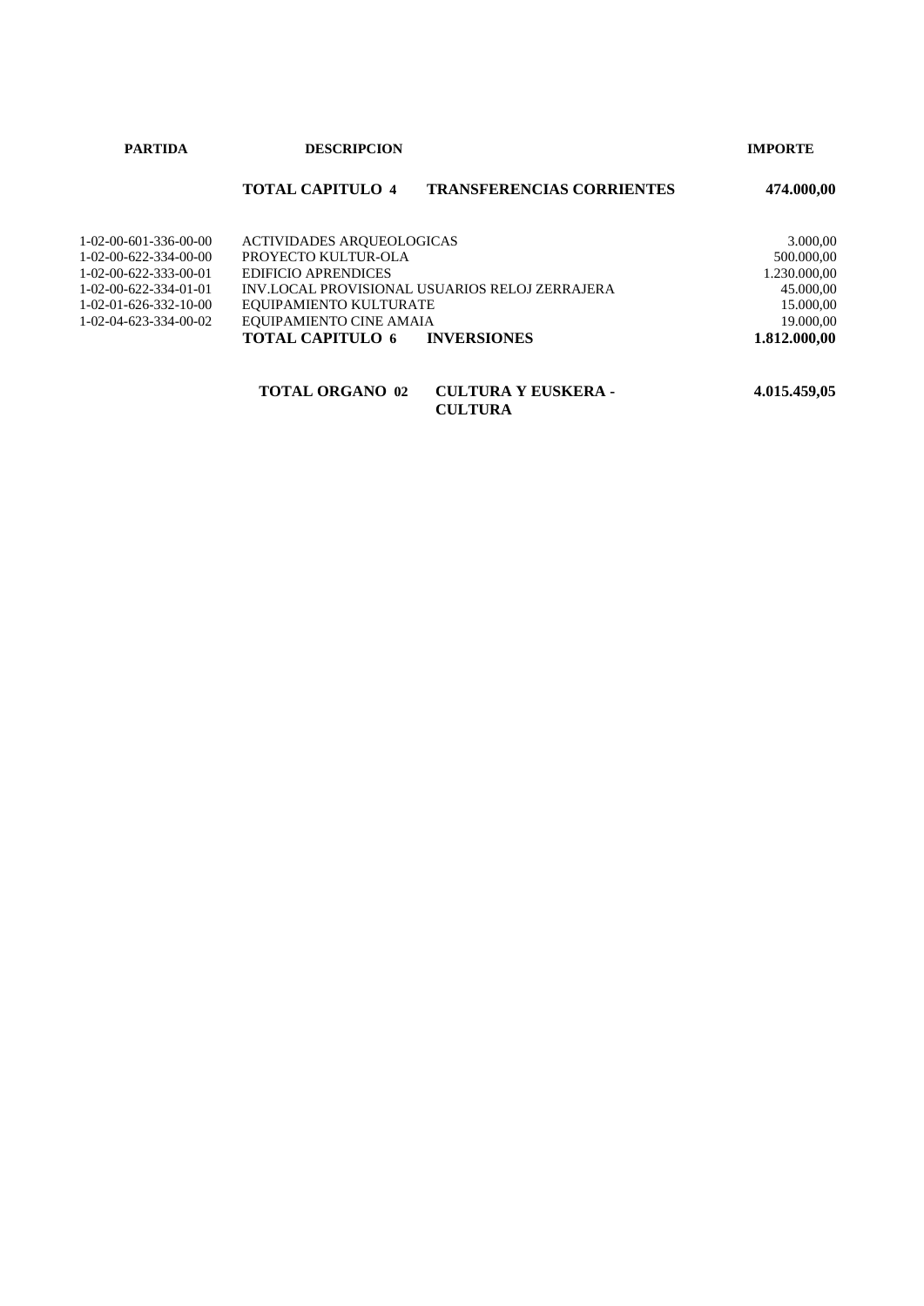| PARTIDA | DESCRIPCION | IMPORTE |
|---|---|---|
| | **TOTAL CAPITULO 4 TRANSFERENCIAS CORRIENTES** | **474.000,00** |
| 1-02-00-601-336-00-00 | ACTIVIDADES ARQUEOLOGICAS | 3.000,00 |
| 1-02-00-622-334-00-00 | PROYECTO KULTUR-OLA | 500.000,00 |
| 1-02-00-622-333-00-01 | EDIFICIO APRENDICES | 1.230.000,00 |
| 1-02-00-622-334-01-01 | INV.LOCAL PROVISIONAL USUARIOS RELOJ ZERRAJERA | 45.000,00 |
| 1-02-01-626-332-10-00 | EQUIPAMIENTO KULTURATE | 15.000,00 |
| 1-02-04-623-334-00-02 | EQUIPAMIENTO CINE AMAIA | 19.000,00 |
| | **TOTAL CAPITULO 6 INVERSIONES** | **1.812.000,00** |
| | **TOTAL ORGANO 02 CULTURA Y EUSKERA - CULTURA** | **4.015.459,05** |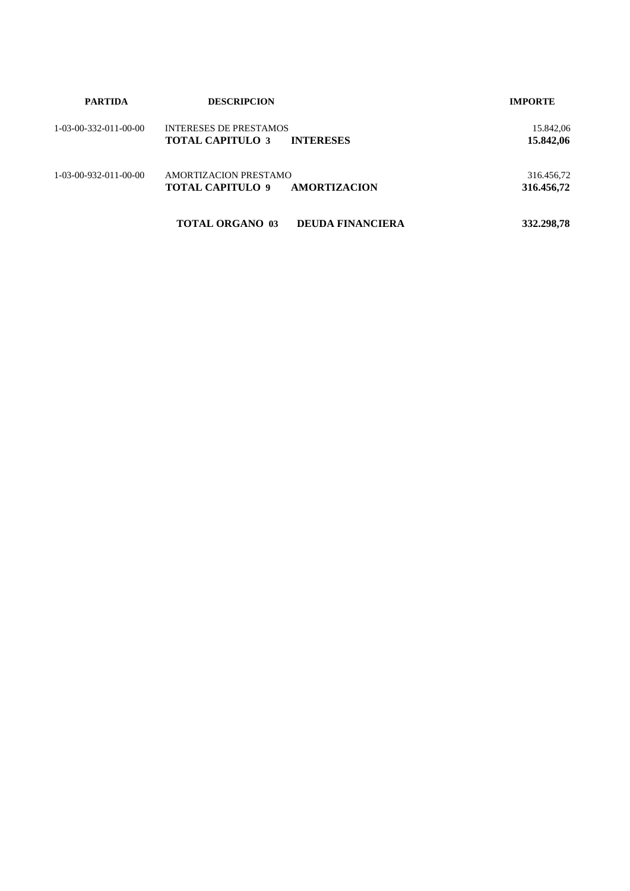| PARTIDA | DESCRIPCION | | IMPORTE |
|---|---|---|---|
| 1-03-00-332-011-00-00 | INTERESES DE PRESTAMOS | | 15.842,06 |
| | **TOTAL CAPITULO 3** | **INTERESES** | **15.842,06** |
| 1-03-00-932-011-00-00 | AMORTIZACION PRESTAMO | | 316.456,72 |
| | **TOTAL CAPITULO 9** | **AMORTIZACION** | **316.456,72** |
| | **TOTAL ORGANO 03** | **DEUDA FINANCIERA** | **332.298,78** |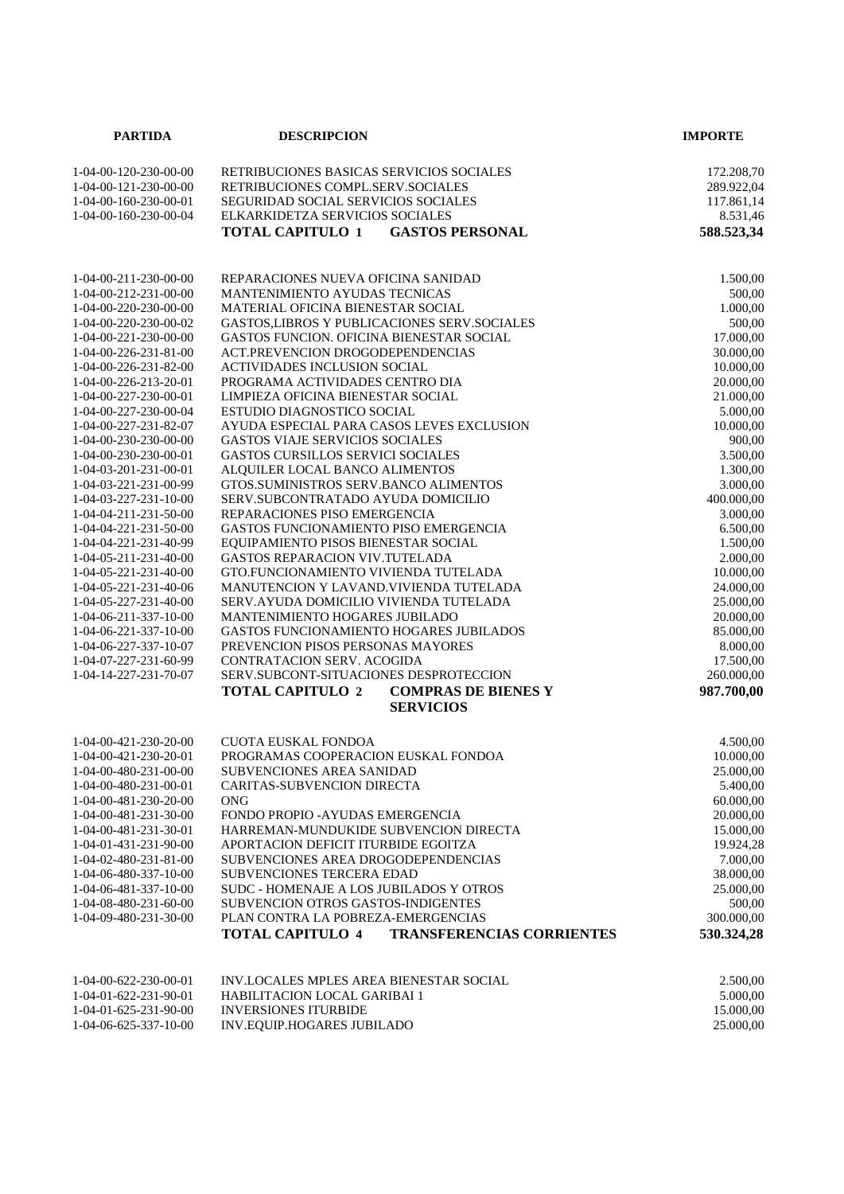| PARTIDA | DESCRIPCION | IMPORTE |
|---|---|---|
| 1-04-00-120-230-00-00 | RETRIBUCIONES BASICAS SERVICIOS SOCIALES | 172.208,70 |
| 1-04-00-121-230-00-00 | RETRIBUCIONES COMPL.SERV.SOCIALES | 289.922,04 |
| 1-04-00-160-230-00-01 | SEGURIDAD SOCIAL SERVICIOS SOCIALES | 117.861,14 |
| 1-04-00-160-230-00-04 | ELKARKIDETZA SERVICIOS SOCIALES | 8.531,46 |
| | **TOTAL CAPITULO 1 GASTOS PERSONAL** | **588.523,34** |
| 1-04-00-211-230-00-00 | REPARACIONES NUEVA OFICINA SANIDAD | 1.500,00 |
| 1-04-00-212-231-00-00 | MANTENIMIENTO AYUDAS TECNICAS | 500,00 |
| 1-04-00-220-230-00-00 | MATERIAL OFICINA BIENESTAR SOCIAL | 1.000,00 |
| 1-04-00-220-230-00-02 | GASTOS,LIBROS Y PUBLICACIONES SERV.SOCIALES | 500,00 |
| 1-04-00-221-230-00-00 | GASTOS FUNCION. OFICINA BIENESTAR SOCIAL | 17.000,00 |
| 1-04-00-226-231-81-00 | ACT.PREVENCION DROGODEPENDENCIAS | 30.000,00 |
| 1-04-00-226-231-82-00 | ACTIVIDADES INCLUSION SOCIAL | 10.000,00 |
| 1-04-00-226-213-20-01 | PROGRAMA ACTIVIDADES CENTRO DIA | 20.000,00 |
| 1-04-00-227-230-00-01 | LIMPIEZA OFICINA BIENESTAR SOCIAL | 21.000,00 |
| 1-04-00-227-230-00-04 | ESTUDIO DIAGNOSTICO SOCIAL | 5.000,00 |
| 1-04-00-227-231-82-07 | AYUDA ESPECIAL PARA CASOS LEVES EXCLUSION | 10.000,00 |
| 1-04-00-230-230-00-00 | GASTOS VIAJE SERVICIOS SOCIALES | 900,00 |
| 1-04-00-230-230-00-01 | GASTOS CURSILLOS SERVICI SOCIALES | 3.500,00 |
| 1-04-03-201-231-00-01 | ALQUILER LOCAL BANCO ALIMENTOS | 1.300,00 |
| 1-04-03-221-231-00-99 | GTOS.SUMINISTROS SERV.BANCO ALIMENTOS | 3.000,00 |
| 1-04-03-227-231-10-00 | SERV.SUBCONTRATADO AYUDA DOMICILIO | 400.000,00 |
| 1-04-04-211-231-50-00 | REPARACIONES PISO EMERGENCIA | 3.000,00 |
| 1-04-04-221-231-50-00 | GASTOS FUNCIONAMIENTO PISO EMERGENCIA | 6.500,00 |
| 1-04-04-221-231-40-99 | EQUIPAMIENTO PISOS BIENESTAR SOCIAL | 1.500,00 |
| 1-04-05-211-231-40-00 | GASTOS REPARACION VIV.TUTELADA | 2.000,00 |
| 1-04-05-221-231-40-00 | GTO.FUNCIONAMIENTO VIVIENDA TUTELADA | 10.000,00 |
| 1-04-05-221-231-40-06 | MANUTENCION Y LAVAND.VIVIENDA TUTELADA | 24.000,00 |
| 1-04-05-227-231-40-00 | SERV.AYUDA DOMICILIO VIVIENDA TUTELADA | 25.000,00 |
| 1-04-06-211-337-10-00 | MANTENIMIENTO HOGARES JUBILADO | 20.000,00 |
| 1-04-06-221-337-10-00 | GASTOS FUNCIONAMIENTO HOGARES JUBILADOS | 85.000,00 |
| 1-04-06-227-337-10-07 | PREVENCION PISOS PERSONAS MAYORES | 8.000,00 |
| 1-04-07-227-231-60-99 | CONTRATACION SERV. ACOGIDA | 17.500,00 |
| 1-04-14-227-231-70-07 | SERV.SUBCONT-SITUACIONES DESPROTECCION | 260.000,00 |
| | **TOTAL CAPITULO 2 COMPRAS DE BIENES Y SERVICIOS** | **987.700,00** |
| 1-04-00-421-230-20-00 | CUOTA EUSKAL FONDOA | 4.500,00 |
| 1-04-00-421-230-20-01 | PROGRAMAS COOPERACION EUSKAL FONDOA | 10.000,00 |
| 1-04-00-480-231-00-00 | SUBVENCIONES AREA SANIDAD | 25.000,00 |
| 1-04-00-480-231-00-01 | CARITAS-SUBVENCION DIRECTA | 5.400,00 |
| 1-04-00-481-230-20-00 | ONG | 60.000,00 |
| 1-04-00-481-231-30-00 | FONDO PROPIO -AYUDAS EMERGENCIA | 20.000,00 |
| 1-04-00-481-231-30-01 | HARREMAN-MUNDUKIDE SUBVENCION DIRECTA | 15.000,00 |
| 1-04-01-431-231-90-00 | APORTACION DEFICIT ITURBIDE EGOITZA | 19.924,28 |
| 1-04-02-480-231-81-00 | SUBVENCIONES AREA DROGODEPENDENCIAS | 7.000,00 |
| 1-04-06-480-337-10-00 | SUBVENCIONES TERCERA EDAD | 38.000,00 |
| 1-04-06-481-337-10-00 | SUDC - HOMENAJE A LOS JUBILADOS Y OTROS | 25.000,00 |
| 1-04-08-480-231-60-00 | SUBVENCION OTROS GASTOS-INDIGENTES | 500,00 |
| 1-04-09-480-231-30-00 | PLAN CONTRA LA POBREZA-EMERGENCIAS | 300.000,00 |
| | **TOTAL CAPITULO 4 TRANSFERENCIAS CORRIENTES** | **530.324,28** |
| 1-04-00-622-230-00-01 | INV.LOCALES MPLES AREA BIENESTAR SOCIAL | 2.500,00 |
| 1-04-01-622-231-90-01 | HABILITACION LOCAL GARIBAI 1 | 5.000,00 |
| 1-04-01-625-231-90-00 | INVERSIONES ITURBIDE | 15.000,00 |
| 1-04-06-625-337-10-00 | INV.EQUIP.HOGARES JUBILADO | 25.000,00 |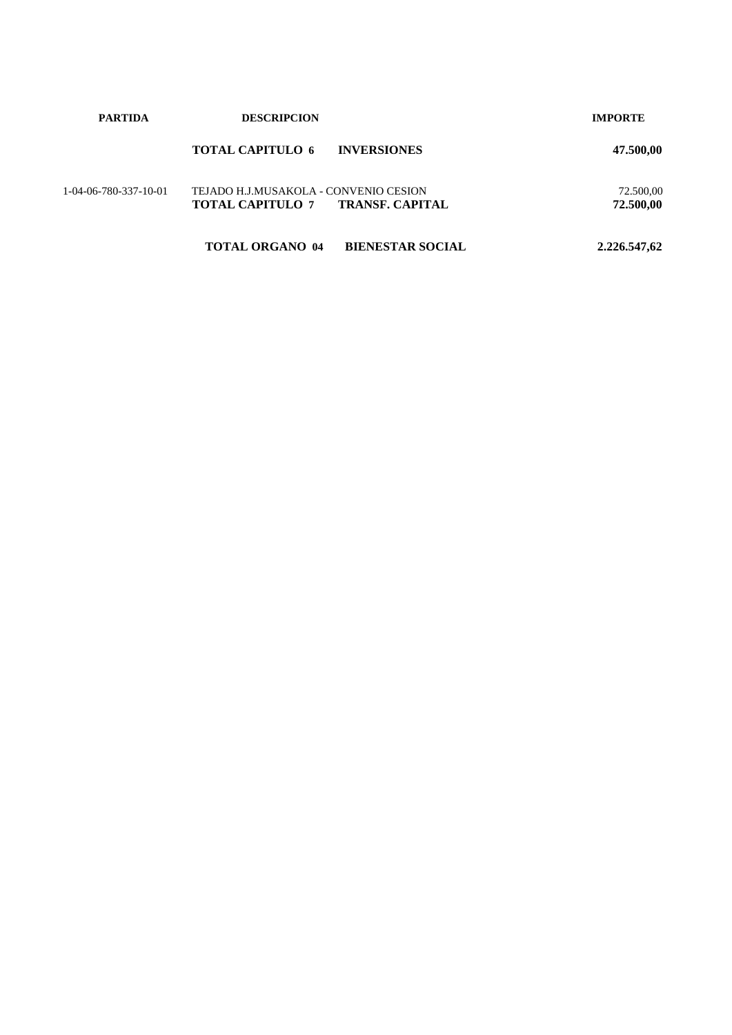| PARTIDA | DESCRIPCION | IMPORTE |
|---|---|---|
| | **TOTAL CAPITULO 6 INVERSIONES** | **47.500,00** |
| 1-04-06-780-337-10-01 | TEJADO H.J.MUSAKOLA - CONVENIO CESION | 72.500,00 |
| | **TOTAL CAPITULO 7 TRANSF. CAPITAL** | **72.500,00** |
| | **TOTAL ORGANO 04 BIENESTAR SOCIAL** | **2.226.547,62** |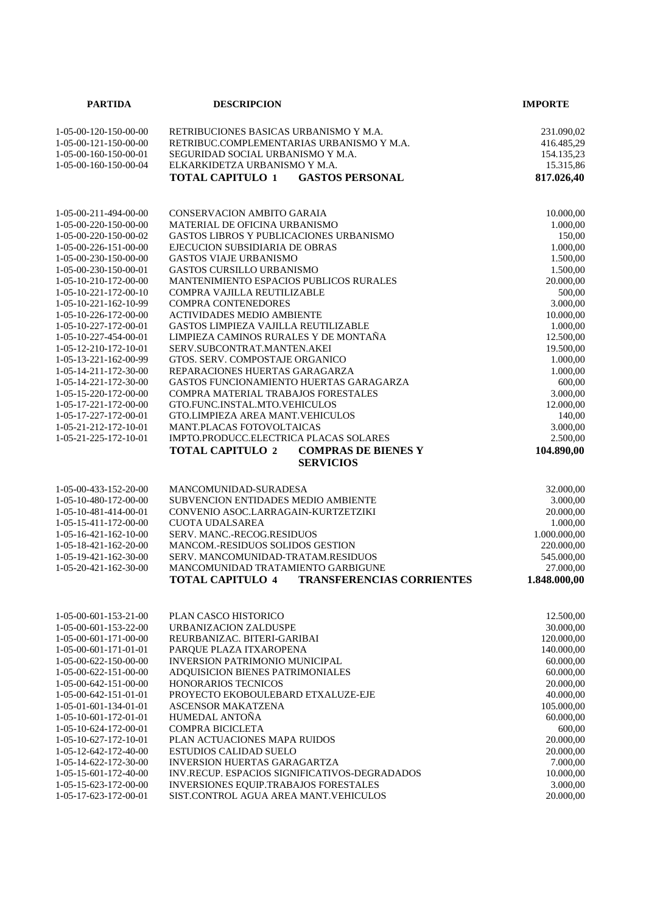| PARTIDA | DESCRIPCION | IMPORTE |
|---|---|---|
| 1-05-00-120-150-00-00 | RETRIBUCIONES BASICAS URBANISMO Y M.A. | 231.090,02 |
| 1-05-00-121-150-00-00 | RETRIBUC.COMPLEMENTARIAS URBANISMO Y M.A. | 416.485,29 |
| 1-05-00-160-150-00-01 | SEGURIDAD SOCIAL URBANISMO Y M.A. | 154.135,23 |
| 1-05-00-160-150-00-04 | ELKARKIDETZA URBANISMO Y M.A. | 15.315,86 |
| | **TOTAL CAPITULO 1 GASTOS PERSONAL** | **817.026,40** |
| 1-05-00-211-494-00-00 | CONSERVACION AMBITO GARAIA | 10.000,00 |
| 1-05-00-220-150-00-00 | MATERIAL DE OFICINA URBANISMO | 1.000,00 |
| 1-05-00-220-150-00-02 | GASTOS LIBROS Y PUBLICACIONES URBANISMO | 150,00 |
| 1-05-00-226-151-00-00 | EJECUCION SUBSIDIARIA DE OBRAS | 1.000,00 |
| 1-05-00-230-150-00-00 | GASTOS VIAJE URBANISMO | 1.500,00 |
| 1-05-00-230-150-00-01 | GASTOS CURSILLO URBANISMO | 1.500,00 |
| 1-05-10-210-172-00-00 | MANTENIMIENTO ESPACIOS PUBLICOS RURALES | 20.000,00 |
| 1-05-10-221-172-00-10 | COMPRA VAJILLA REUTILIZABLE | 500,00 |
| 1-05-10-221-162-10-99 | COMPRA CONTENEDORES | 3.000,00 |
| 1-05-10-226-172-00-00 | ACTIVIDADES MEDIO AMBIENTE | 10.000,00 |
| 1-05-10-227-172-00-01 | GASTOS LIMPIEZA VAJILLA REUTILIZABLE | 1.000,00 |
| 1-05-10-227-454-00-01 | LIMPIEZA CAMINOS RURALES Y DE MONTAÑA | 12.500,00 |
| 1-05-12-210-172-10-01 | SERV.SUBCONTRAT.MANTEN.AKEI | 19.500,00 |
| 1-05-13-221-162-00-99 | GTOS. SERV. COMPOSTAJE ORGANICO | 1.000,00 |
| 1-05-14-211-172-30-00 | REPARACIONES HUERTAS GARAGARZA | 1.000,00 |
| 1-05-14-221-172-30-00 | GASTOS FUNCIONAMIENTO HUERTAS GARAGARZA | 600,00 |
| 1-05-15-220-172-00-00 | COMPRA MATERIAL TRABAJOS FORESTALES | 3.000,00 |
| 1-05-17-221-172-00-00 | GTO.FUNC.INSTAL.MTO.VEHICULOS | 12.000,00 |
| 1-05-17-227-172-00-01 | GTO.LIMPIEZA AREA MANT.VEHICULOS | 140,00 |
| 1-05-21-212-172-10-01 | MANT.PLACAS FOTOVOLTAICAS | 3.000,00 |
| 1-05-21-225-172-10-01 | IMPTO.PRODUCC.ELECTRICA PLACAS SOLARES | 2.500,00 |
| | **TOTAL CAPITULO 2 COMPRAS DE BIENES Y SERVICIOS** | **104.890,00** |
| 1-05-00-433-152-20-00 | MANCOMUNIDAD-SURADESA | 32.000,00 |
| 1-05-10-480-172-00-00 | SUBVENCION ENTIDADES MEDIO AMBIENTE | 3.000,00 |
| 1-05-10-481-414-00-01 | CONVENIO ASOC.LARRAGAIN-KURTZETZIKI | 20.000,00 |
| 1-05-15-411-172-00-00 | CUOTA UDALSAREA | 1.000,00 |
| 1-05-16-421-162-10-00 | SERV. MANC.-RECOG.RESIDUOS | 1.000.000,00 |
| 1-05-18-421-162-20-00 | MANCOM.-RESIDUOS SOLIDOS GESTION | 220.000,00 |
| 1-05-19-421-162-30-00 | SERV. MANCOMUNIDAD-TRATAM.RESIDUOS | 545.000,00 |
| 1-05-20-421-162-30-00 | MANCOMUNIDAD TRATAMIENTO GARBIGUNE | 27.000,00 |
| | **TOTAL CAPITULO 4 TRANSFERENCIAS CORRIENTES** | **1.848.000,00** |
| 1-05-00-601-153-21-00 | PLAN CASCO HISTORICO | 12.500,00 |
| 1-05-00-601-153-22-00 | URBANIZACION ZALDUSPE | 30.000,00 |
| 1-05-00-601-171-00-00 | REURBANIZAC. BITERI-GARIBAI | 120.000,00 |
| 1-05-00-601-171-01-01 | PARQUE PLAZA ITXAROPENA | 140.000,00 |
| 1-05-00-622-150-00-00 | INVERSION PATRIMONIO MUNICIPAL | 60.000,00 |
| 1-05-00-622-151-00-00 | ADQUISICION BIENES PATRIMONIALES | 60.000,00 |
| 1-05-00-642-151-00-00 | HONORARIOS TECNICOS | 20.000,00 |
| 1-05-00-642-151-01-01 | PROYECTO EKOBOULEBARD ETXALUZE-EJE | 40.000,00 |
| 1-05-01-601-134-01-01 | ASCENSOR MAKATZENA | 105.000,00 |
| 1-05-10-601-172-01-01 | HUMEDAL ANTOÑA | 60.000,00 |
| 1-05-10-624-172-00-01 | COMPRA BICICLETA | 600,00 |
| 1-05-10-627-172-10-01 | PLAN ACTUACIONES MAPA RUIDOS | 20.000,00 |
| 1-05-12-642-172-40-00 | ESTUDIOS CALIDAD SUELO | 20.000,00 |
| 1-05-14-622-172-30-00 | INVERSION HUERTAS GARAGARTZA | 7.000,00 |
| 1-05-15-601-172-40-00 | INV.RECUP. ESPACIOS SIGNIFICATIVOS-DEGRADADOS | 10.000,00 |
| 1-05-15-623-172-00-00 | INVERSIONES EQUIP.TRABAJOS FORESTALES | 3.000,00 |
| 1-05-17-623-172-00-01 | SIST.CONTROL AGUA AREA MANT.VEHICULOS | 20.000,00 |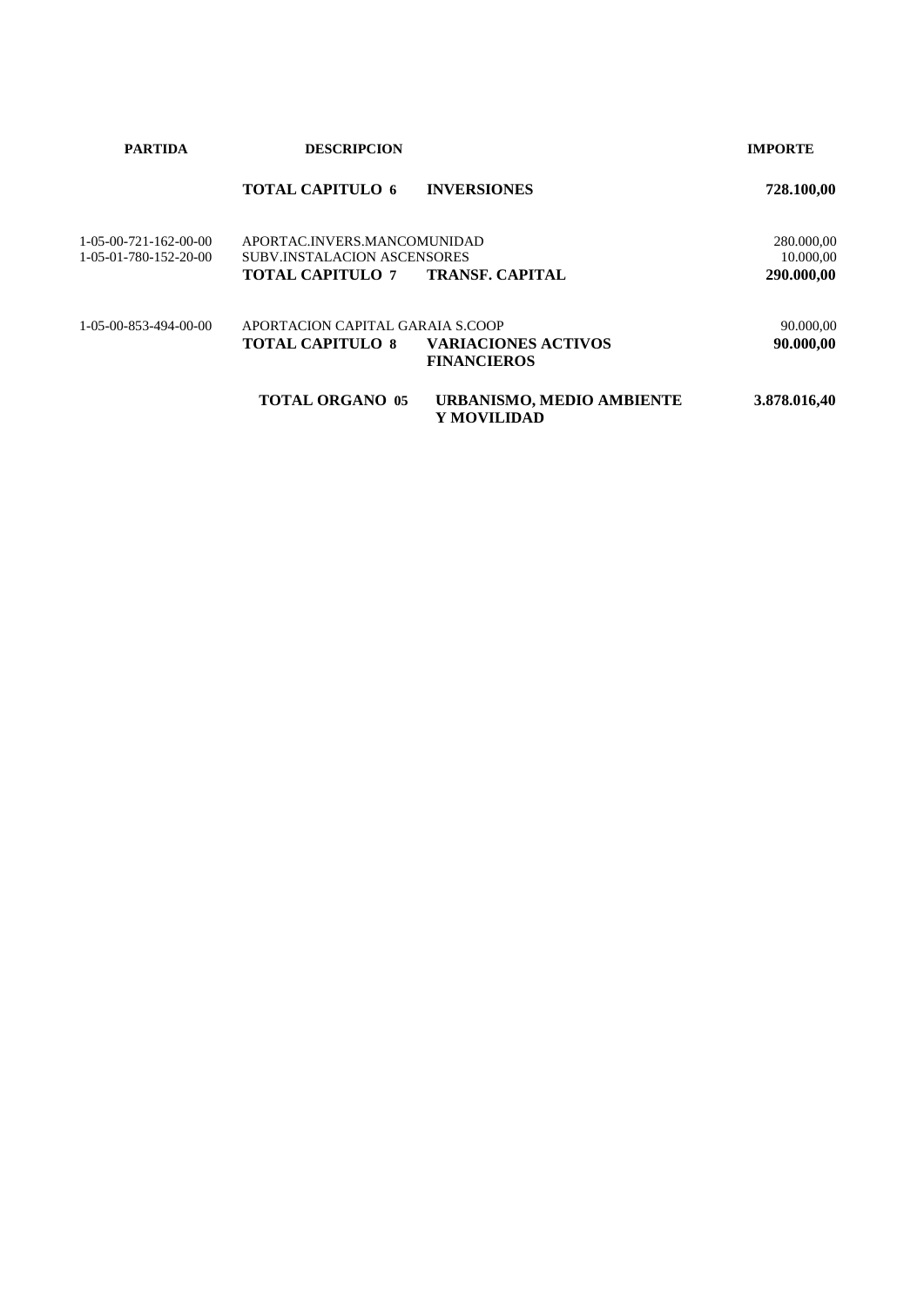| PARTIDA | DESCRIPCION | | IMPORTE |
|---|---|---|---|
| | **TOTAL CAPITULO 6** | **INVERSIONES** | **728.100,00** |
| 1-05-00-721-162-00-00 | APORTAC.INVERS.MANCOMUNIDAD | | 280.000,00 |
| 1-05-01-780-152-20-00 | SUBV.INSTALACION ASCENSORES | | 10.000,00 |
| | **TOTAL CAPITULO 7** | **TRANSF. CAPITAL** | **290.000,00** |
| 1-05-00-853-494-00-00 | APORTACION CAPITAL GARAIA S.COOP | | 90.000,00 |
| | **TOTAL CAPITULO 8** | **VARIACIONES ACTIVOS FINANCIEROS** | **90.000,00** |
| | **TOTAL ORGANO 05** | **URBANISMO, MEDIO AMBIENTE Y MOVILIDAD** | **3.878.016,40** |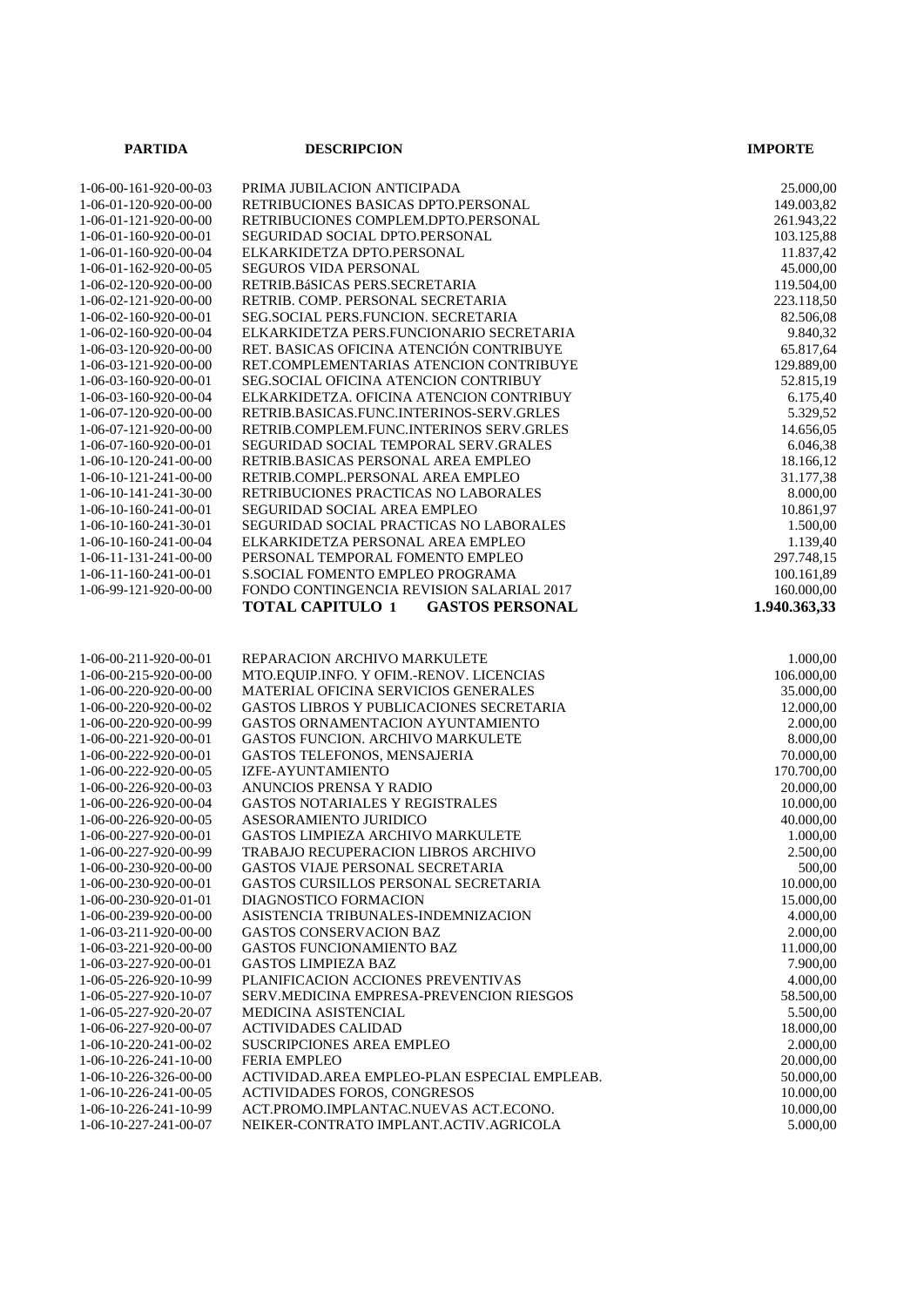| PARTIDA | DESCRIPCION | IMPORTE |
|---|---|---|
| 1-06-00-161-920-00-03 | PRIMA JUBILACION ANTICIPADA | 25.000,00 |
| 1-06-01-120-920-00-00 | RETRIBUCIONES BASICAS DPTO.PERSONAL | 149.003,82 |
| 1-06-01-121-920-00-00 | RETRIBUCIONES COMPLEM.DPTO.PERSONAL | 261.943,22 |
| 1-06-01-160-920-00-01 | SEGURIDAD SOCIAL DPTO.PERSONAL | 103.125,88 |
| 1-06-01-160-920-00-04 | ELKARKIDETZA DPTO.PERSONAL | 11.837,42 |
| 1-06-01-162-920-00-05 | SEGUROS VIDA PERSONAL | 45.000,00 |
| 1-06-02-120-920-00-00 | RETRIB.BáSICAS PERS.SECRETARIA | 119.504,00 |
| 1-06-02-121-920-00-00 | RETRIB. COMP. PERSONAL SECRETARIA | 223.118,50 |
| 1-06-02-160-920-00-01 | SEG.SOCIAL PERS.FUNCION. SECRETARIA | 82.506,08 |
| 1-06-02-160-920-00-04 | ELKARKIDETZA PERS.FUNCIONARIO SECRETARIA | 9.840,32 |
| 1-06-03-120-920-00-00 | RET. BASICAS OFICINA ATENCIÓN CONTRIBUYE | 65.817,64 |
| 1-06-03-121-920-00-00 | RET.COMPLEMENTARIAS ATENCION CONTRIBUYE | 129.889,00 |
| 1-06-03-160-920-00-01 | SEG.SOCIAL OFICINA ATENCION CONTRIBUY | 52.815,19 |
| 1-06-03-160-920-00-04 | ELKARKIDETZA. OFICINA ATENCION CONTRIBUY | 6.175,40 |
| 1-06-07-120-920-00-00 | RETRIB.BASICAS.FUNC.INTERINOS-SERV.GRLES | 5.329,52 |
| 1-06-07-121-920-00-00 | RETRIB.COMPLEM.FUNC.INTERINOS SERV.GRLES | 14.656,05 |
| 1-06-07-160-920-00-01 | SEGURIDAD SOCIAL TEMPORAL SERV.GRALES | 6.046,38 |
| 1-06-10-120-241-00-00 | RETRIB.BASICAS PERSONAL AREA EMPLEO | 18.166,12 |
| 1-06-10-121-241-00-00 | RETRIB.COMPL.PERSONAL AREA EMPLEO | 31.177,38 |
| 1-06-10-141-241-30-00 | RETRIBUCIONES PRACTICAS NO LABORALES | 8.000,00 |
| 1-06-10-160-241-00-01 | SEGURIDAD SOCIAL AREA EMPLEO | 10.861,97 |
| 1-06-10-160-241-30-01 | SEGURIDAD SOCIAL PRACTICAS NO LABORALES | 1.500,00 |
| 1-06-10-160-241-00-04 | ELKARKIDETZA PERSONAL AREA EMPLEO | 1.139,40 |
| 1-06-11-131-241-00-00 | PERSONAL TEMPORAL FOMENTO EMPLEO | 297.748,15 |
| 1-06-11-160-241-00-01 | S.SOCIAL FOMENTO EMPLEO PROGRAMA | 100.161,89 |
| 1-06-99-121-920-00-00 | FONDO CONTINGENCIA REVISION SALARIAL 2017 | 160.000,00 |
| | **TOTAL CAPITULO 1 GASTOS PERSONAL** | **1.940.363,33** |
| | | |
| 1-06-00-211-920-00-01 | REPARACION ARCHIVO MARKULETE | 1.000,00 |
| 1-06-00-215-920-00-00 | MTO.EQUIP.INFO. Y OFIM.-RENOV. LICENCIAS | 106.000,00 |
| 1-06-00-220-920-00-00 | MATERIAL OFICINA SERVICIOS GENERALES | 35.000,00 |
| 1-06-00-220-920-00-02 | GASTOS LIBROS Y PUBLICACIONES SECRETARIA | 12.000,00 |
| 1-06-00-220-920-00-99 | GASTOS ORNAMENTACION AYUNTAMIENTO | 2.000,00 |
| 1-06-00-221-920-00-01 | GASTOS FUNCION. ARCHIVO MARKULETE | 8.000,00 |
| 1-06-00-222-920-00-01 | GASTOS TELEFONOS, MENSAJERIA | 70.000,00 |
| 1-06-00-222-920-00-05 | IZFE-AYUNTAMIENTO | 170.700,00 |
| 1-06-00-226-920-00-03 | ANUNCIOS PRENSA Y RADIO | 20.000,00 |
| 1-06-00-226-920-00-04 | GASTOS NOTARIALES Y REGISTRALES | 10.000,00 |
| 1-06-00-226-920-00-05 | ASESORAMIENTO JURIDICO | 40.000,00 |
| 1-06-00-227-920-00-01 | GASTOS LIMPIEZA ARCHIVO MARKULETE | 1.000,00 |
| 1-06-00-227-920-00-99 | TRABAJO RECUPERACION LIBROS ARCHIVO | 2.500,00 |
| 1-06-00-230-920-00-00 | GASTOS VIAJE PERSONAL SECRETARIA | 500,00 |
| 1-06-00-230-920-00-01 | GASTOS CURSILLOS PERSONAL SECRETARIA | 10.000,00 |
| 1-06-00-230-920-01-01 | DIAGNOSTICO FORMACION | 15.000,00 |
| 1-06-00-239-920-00-00 | ASISTENCIA TRIBUNALES-INDEMNIZACION | 4.000,00 |
| 1-06-03-211-920-00-00 | GASTOS CONSERVACION BAZ | 2.000,00 |
| 1-06-03-221-920-00-00 | GASTOS FUNCIONAMIENTO BAZ | 11.000,00 |
| 1-06-03-227-920-00-01 | GASTOS LIMPIEZA BAZ | 7.900,00 |
| 1-06-05-226-920-10-99 | PLANIFICACION ACCIONES PREVENTIVAS | 4.000,00 |
| 1-06-05-227-920-10-07 | SERV.MEDICINA EMPRESA-PREVENCION RIESGOS | 58.500,00 |
| 1-06-05-227-920-20-07 | MEDICINA ASISTENCIAL | 5.500,00 |
| 1-06-06-227-920-00-07 | ACTIVIDADES CALIDAD | 18.000,00 |
| 1-06-10-220-241-00-02 | SUSCRIPCIONES AREA EMPLEO | 2.000,00 |
| 1-06-10-226-241-10-00 | FERIA EMPLEO | 20.000,00 |
| 1-06-10-226-326-00-00 | ACTIVIDAD.AREA EMPLEO-PLAN ESPECIAL EMPLEAB. | 50.000,00 |
| 1-06-10-226-241-00-05 | ACTIVIDADES FOROS, CONGRESOS | 10.000,00 |
| 1-06-10-226-241-10-99 | ACT.PROMO.IMPLANTAC.NUEVAS ACT.ECONO. | 10.000,00 |
| 1-06-10-227-241-00-07 | NEIKER-CONTRATO IMPLANT.ACTIV.AGRICOLA | 5.000,00 |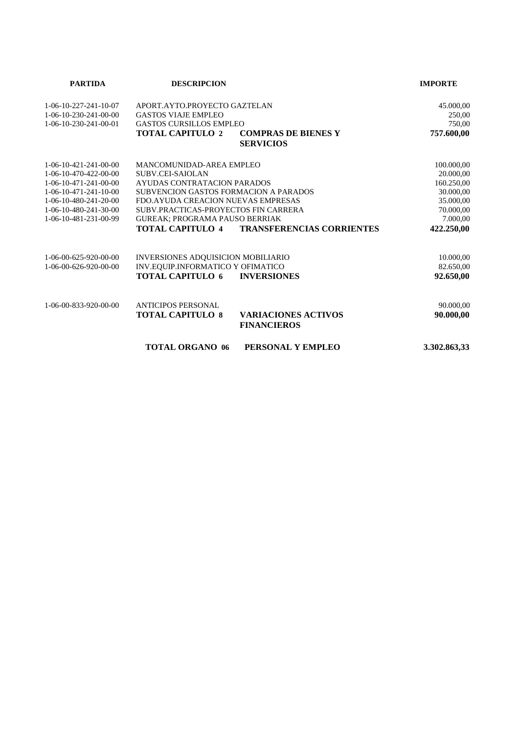| PARTIDA | DESCRIPCION | | IMPORTE |
|---|---|---|---|
| 1-06-10-227-241-10-07 | APORT.AYTO.PROYECTO GAZTELAN | | 45.000,00 |
| 1-06-10-230-241-00-00 | GASTOS VIAJE EMPLEO | | 250,00 |
| 1-06-10-230-241-00-01 | GASTOS CURSILLOS EMPLEO | | 750,00 |
| | **TOTAL CAPITULO 2** | **COMPRAS DE BIENES Y SERVICIOS** | **757.600,00** |
| 1-06-10-421-241-00-00 | MANCOMUNIDAD-AREA EMPLEO | | 100.000,00 |
| 1-06-10-470-422-00-00 | SUBV.CEI-SAIOLAN | | 20.000,00 |
| 1-06-10-471-241-00-00 | AYUDAS CONTRATACION PARADOS | | 160.250,00 |
| 1-06-10-471-241-10-00 | SUBVENCION GASTOS FORMACION A PARADOS | | 30.000,00 |
| 1-06-10-480-241-20-00 | FDO.AYUDA CREACION NUEVAS EMPRESAS | | 35.000,00 |
| 1-06-10-480-241-30-00 | SUBV.PRACTICAS-PROYECTOS FIN CARRERA | | 70.000,00 |
| 1-06-10-481-231-00-99 | GUREAK; PROGRAMA PAUSO BERRIAK | | 7.000,00 |
| | **TOTAL CAPITULO 4** | **TRANSFERENCIAS CORRIENTES** | **422.250,00** |
| 1-06-00-625-920-00-00 | INVERSIONES ADQUISICION MOBILIARIO | | 10.000,00 |
| 1-06-00-626-920-00-00 | INV.EQUIP.INFORMATICO Y OFIMATICO | | 82.650,00 |
| | **TOTAL CAPITULO 6** | **INVERSIONES** | **92.650,00** |
| 1-06-00-833-920-00-00 | ANTICIPOS PERSONAL | | 90.000,00 |
| | **TOTAL CAPITULO 8** | **VARIACIONES ACTIVOS FINANCIEROS** | **90.000,00** |
| | **TOTAL ORGANO 06** | **PERSONAL Y EMPLEO** | **3.302.863,33** |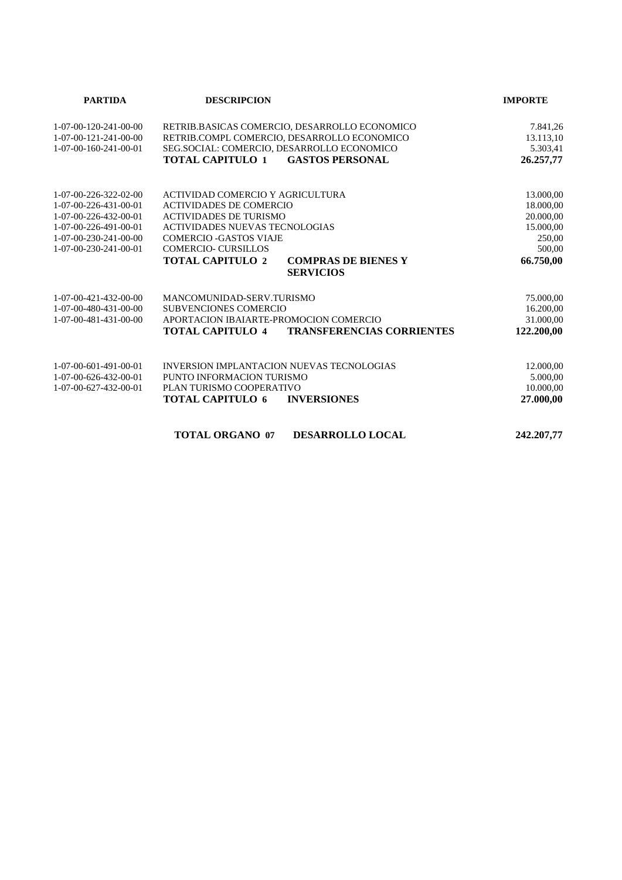| PARTIDA | DESCRIPCION | IMPORTE |
|---|---|---|
| 1-07-00-120-241-00-00 | RETRIB.BASICAS COMERCIO, DESARROLLO ECONOMICO | 7.841,26 |
| 1-07-00-121-241-00-00 | RETRIB.COMPL COMERCIO, DESARROLLO ECONOMICO | 13.113,10 |
| 1-07-00-160-241-00-01 | SEG.SOCIAL: COMERCIO, DESARROLLO ECONOMICO | 5.303,41 |
| | **TOTAL CAPITULO 1 GASTOS PERSONAL** | **26.257,77** |
| 1-07-00-226-322-02-00 | ACTIVIDAD COMERCIO Y AGRICULTURA | 13.000,00 |
| 1-07-00-226-431-00-01 | ACTIVIDADES DE COMERCIO | 18.000,00 |
| 1-07-00-226-432-00-01 | ACTIVIDADES DE TURISMO | 20.000,00 |
| 1-07-00-226-491-00-01 | ACTIVIDADES NUEVAS TECNOLOGIAS | 15.000,00 |
| 1-07-00-230-241-00-00 | COMERCIO -GASTOS VIAJE | 250,00 |
| 1-07-00-230-241-00-01 | COMERCIO- CURSILLOS | 500,00 |
| | **TOTAL CAPITULO 2 COMPRAS DE BIENES Y SERVICIOS** | **66.750,00** |
| 1-07-00-421-432-00-00 | MANCOMUNIDAD-SERV.TURISMO | 75.000,00 |
| 1-07-00-480-431-00-00 | SUBVENCIONES COMERCIO | 16.200,00 |
| 1-07-00-481-431-00-00 | APORTACION IBAIARTE-PROMOCION COMERCIO | 31.000,00 |
| | **TOTAL CAPITULO 4 TRANSFERENCIAS CORRIENTES** | **122.200,00** |
| 1-07-00-601-491-00-01 | INVERSION IMPLANTACION NUEVAS TECNOLOGIAS | 12.000,00 |
| 1-07-00-626-432-00-01 | PUNTO INFORMACION TURISMO | 5.000,00 |
| 1-07-00-627-432-00-01 | PLAN TURISMO COOPERATIVO | 10.000,00 |
| | **TOTAL CAPITULO 6 INVERSIONES** | **27.000,00** |
| | **TOTAL ORGANO 07 DESARROLLO LOCAL** | **242.207,77** |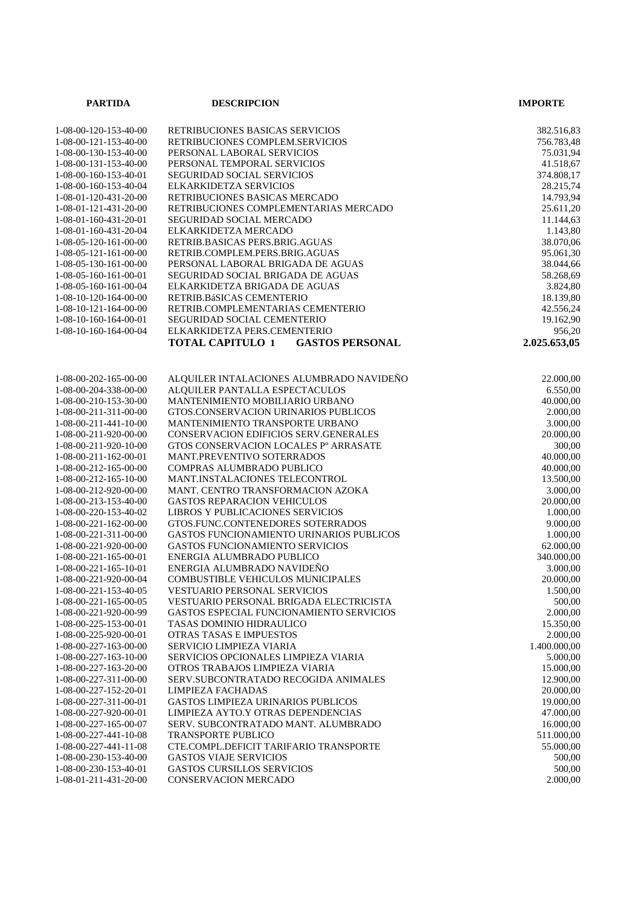| PARTIDA | DESCRIPCION | IMPORTE |
| --- | --- | --- |
| 1-08-00-120-153-40-00 | RETRIBUCIONES BASICAS SERVICIOS | 382.516,83 |
| 1-08-00-121-153-40-00 | RETRIBUCIONES COMPLEM.SERVICIOS | 756.783,48 |
| 1-08-00-130-153-40-00 | PERSONAL LABORAL SERVICIOS | 75.031,94 |
| 1-08-00-131-153-40-00 | PERSONAL TEMPORAL SERVICIOS | 41.518,67 |
| 1-08-00-160-153-40-01 | SEGURIDAD SOCIAL SERVICIOS | 374.808,17 |
| 1-08-00-160-153-40-04 | ELKARKIDETZA SERVICIOS | 28.215,74 |
| 1-08-01-120-431-20-00 | RETRIBUCIONES BASICAS MERCADO | 14.793,94 |
| 1-08-01-121-431-20-00 | RETRIBUCIONES COMPLEMENTARIAS MERCADO | 25.611,20 |
| 1-08-01-160-431-20-01 | SEGURIDAD SOCIAL MERCADO | 11.144,63 |
| 1-08-01-160-431-20-04 | ELKARKIDETZA MERCADO | 1.143,80 |
| 1-08-05-120-161-00-00 | RETRIB.BASICAS PERS.BRIG.AGUAS | 38.070,06 |
| 1-08-05-121-161-00-00 | RETRIB.COMPLEM.PERS.BRIG.AGUAS | 95.061,30 |
| 1-08-05-130-161-00-00 | PERSONAL LABORAL BRIGADA DE AGUAS | 38.044,66 |
| 1-08-05-160-161-00-01 | SEGURIDAD SOCIAL BRIGADA DE AGUAS | 58.268,69 |
| 1-08-05-160-161-00-04 | ELKARKIDETZA BRIGADA DE AGUAS | 3.824,80 |
| 1-08-10-120-164-00-00 | RETRIB.BáSICAS CEMENTERIO | 18.139,80 |
| 1-08-10-121-164-00-00 | RETRIB.COMPLEMENTARIAS CEMENTERIO | 42.556,24 |
| 1-08-10-160-164-00-01 | SEGURIDAD SOCIAL CEMENTERIO | 19.162,90 |
| 1-08-10-160-164-00-04 | ELKARKIDETZA PERS.CEMENTERIO | 956,20 |
| | **TOTAL CAPITULO 1 GASTOS PERSONAL** | **2.025.653,05** |
| | | |
| 1-08-00-202-165-00-00 | ALQUILER INTALACIONES ALUMBRADO NAVIDEÑO | 22.000,00 |
| 1-08-00-204-338-00-00 | ALQUILER PANTALLA ESPECTACULOS | 6.550,00 |
| 1-08-00-210-153-30-00 | MANTENIMIENTO MOBILIARIO URBANO | 40.000,00 |
| 1-08-00-211-311-00-00 | GTOS.CONSERVACION URINARIOS PUBLICOS | 2.000,00 |
| 1-08-00-211-441-10-00 | MANTENIMIENTO TRANSPORTE URBANO | 3.000,00 |
| 1-08-00-211-920-00-00 | CONSERVACION EDIFICIOS SERV.GENERALES | 20.000,00 |
| 1-08-00-211-920-10-00 | GTOS CONSERVACION LOCALES Pº ARRASATE | 300,00 |
| 1-08-00-211-162-00-01 | MANT.PREVENTIVO SOTERRADOS | 40.000,00 |
| 1-08-00-212-165-00-00 | COMPRAS ALUMBRADO PUBLICO | 40.000,00 |
| 1-08-00-212-165-10-00 | MANT.INSTALACIONES TELECONTROL | 13.500,00 |
| 1-08-00-212-920-00-00 | MANT. CENTRO TRANSFORMACION AZOKA | 3.000,00 |
| 1-08-00-213-153-40-00 | GASTOS REPARACION VEHICULOS | 20.000,00 |
| 1-08-00-220-153-40-02 | LIBROS Y PUBLICACIONES SERVICIOS | 1.000,00 |
| 1-08-00-221-162-00-00 | GTOS.FUNC.CONTENEDORES SOTERRADOS | 9.000,00 |
| 1-08-00-221-311-00-00 | GASTOS FUNCIONAMIENTO URINARIOS PUBLICOS | 1.000,00 |
| 1-08-00-221-920-00-00 | GASTOS FUNCIONAMIENTO SERVICIOS | 62.000,00 |
| 1-08-00-221-165-00-01 | ENERGIA ALUMBRADO PUBLICO | 340.000,00 |
| 1-08-00-221-165-10-01 | ENERGIA ALUMBRADO NAVIDEÑO | 3.000,00 |
| 1-08-00-221-920-00-04 | COMBUSTIBLE VEHICULOS MUNICIPALES | 20.000,00 |
| 1-08-00-221-153-40-05 | VESTUARIO PERSONAL SERVICIOS | 1.500,00 |
| 1-08-00-221-165-00-05 | VESTUARIO PERSONAL BRIGADA ELECTRICISTA | 500,00 |
| 1-08-00-221-920-00-99 | GASTOS ESPECIAL FUNCIONAMIENTO SERVICIOS | 2.000,00 |
| 1-08-00-225-153-00-01 | TASAS DOMINIO HIDRAULICO | 15.350,00 |
| 1-08-00-225-920-00-01 | OTRAS TASAS E IMPUESTOS | 2.000,00 |
| 1-08-00-227-163-00-00 | SERVICIO LIMPIEZA VIARIA | 1.400.000,00 |
| 1-08-00-227-163-10-00 | SERVICIOS OPCIONALES LIMPIEZA VIARIA | 5.000,00 |
| 1-08-00-227-163-20-00 | OTROS TRABAJOS LIMPIEZA VIARIA | 15.000,00 |
| 1-08-00-227-311-00-00 | SERV.SUBCONTRATADO RECOGIDA ANIMALES | 12.900,00 |
| 1-08-00-227-152-20-01 | LIMPIEZA FACHADAS | 20.000,00 |
| 1-08-00-227-311-00-01 | GASTOS LIMPIEZA URINARIOS PUBLICOS | 19.000,00 |
| 1-08-00-227-920-00-01 | LIMPIEZA AYTO.Y OTRAS DEPENDENCIAS | 47.000,00 |
| 1-08-00-227-165-00-07 | SERV. SUBCONTRATADO MANT. ALUMBRADO | 16.000,00 |
| 1-08-00-227-441-10-08 | TRANSPORTE PUBLICO | 511.000,00 |
| 1-08-00-227-441-11-08 | CTE.COMPL.DEFICIT TARIFARIO TRANSPORTE | 55.000,00 |
| 1-08-00-230-153-40-00 | GASTOS VIAJE SERVICIOS | 500,00 |
| 1-08-00-230-153-40-01 | GASTOS CURSILLOS SERVICIOS | 500,00 |
| 1-08-01-211-431-20-00 | CONSERVACION MERCADO | 2.000,00 |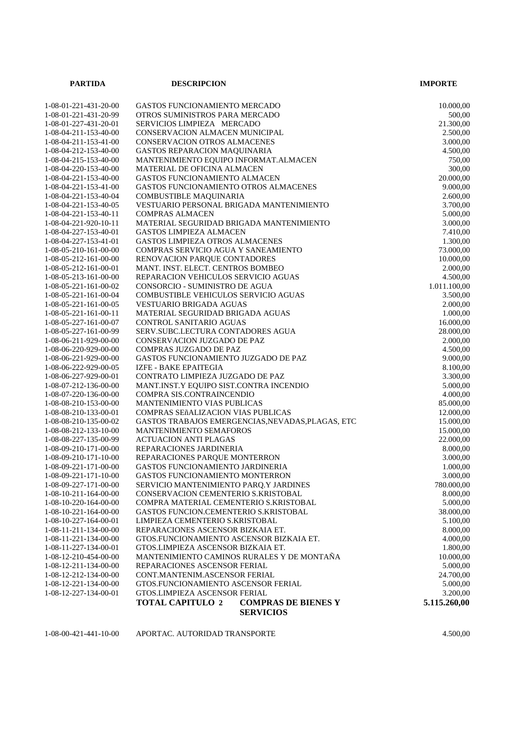| PARTIDA | DESCRIPCION | IMPORTE |
|---|---|---|
| 1-08-01-221-431-20-00 | GASTOS FUNCIONAMIENTO MERCADO | 10.000,00 |
| 1-08-01-221-431-20-99 | OTROS SUMINISTROS PARA MERCADO | 500,00 |
| 1-08-01-227-431-20-01 | SERVICIOS LIMPIEZA MERCADO | 21.300,00 |
| 1-08-04-211-153-40-00 | CONSERVACION ALMACEN MUNICIPAL | 2.500,00 |
| 1-08-04-211-153-41-00 | CONSERVACION OTROS ALMACENES | 3.000,00 |
| 1-08-04-212-153-40-00 | GASTOS REPARACION MAQUINARIA | 4.500,00 |
| 1-08-04-215-153-40-00 | MANTENIMIENTO EQUIPO INFORMAT.ALMACEN | 750,00 |
| 1-08-04-220-153-40-00 | MATERIAL DE OFICINA ALMACEN | 300,00 |
| 1-08-04-221-153-40-00 | GASTOS FUNCIONAMIENTO ALMACEN | 20.000,00 |
| 1-08-04-221-153-41-00 | GASTOS FUNCIONAMIENTO OTROS ALMACENES | 9.000,00 |
| 1-08-04-221-153-40-04 | COMBUSTIBLE MAQUINARIA | 2.600,00 |
| 1-08-04-221-153-40-05 | VESTUARIO PERSONAL BRIGADA MANTENIMIENTO | 3.700,00 |
| 1-08-04-221-153-40-11 | COMPRAS ALMACEN | 5.000,00 |
| 1-08-04-221-920-10-11 | MATERIAL SEGURIDAD BRIGADA MANTENIMIENTO | 3.000,00 |
| 1-08-04-227-153-40-01 | GASTOS LIMPIEZA ALMACEN | 7.410,00 |
| 1-08-04-227-153-41-01 | GASTOS LIMPIEZA OTROS ALMACENES | 1.300,00 |
| 1-08-05-210-161-00-00 | COMPRAS SERVICIO AGUA Y SANEAMIENTO | 73.000,00 |
| 1-08-05-212-161-00-00 | RENOVACION PARQUE CONTADORES | 10.000,00 |
| 1-08-05-212-161-00-01 | MANT. INST. ELECT. CENTROS BOMBEO | 2.000,00 |
| 1-08-05-213-161-00-00 | REPARACION VEHICULOS SERVICIO AGUAS | 4.500,00 |
| 1-08-05-221-161-00-02 | CONSORCIO - SUMINISTRO DE AGUA | 1.011.100,00 |
| 1-08-05-221-161-00-04 | COMBUSTIBLE VEHICULOS SERVICIO AGUAS | 3.500,00 |
| 1-08-05-221-161-00-05 | VESTUARIO BRIGADA AGUAS | 2.000,00 |
| 1-08-05-221-161-00-11 | MATERIAL SEGURIDAD BRIGADA AGUAS | 1.000,00 |
| 1-08-05-227-161-00-07 | CONTROL SANITARIO AGUAS | 16.000,00 |
| 1-08-05-227-161-00-99 | SERV.SUBC.LECTURA CONTADORES AGUA | 28.000,00 |
| 1-08-06-211-929-00-00 | CONSERVACION JUZGADO DE PAZ | 2.000,00 |
| 1-08-06-220-929-00-00 | COMPRAS JUZGADO DE PAZ | 4.500,00 |
| 1-08-06-221-929-00-00 | GASTOS FUNCIONAMIENTO JUZGADO DE PAZ | 9.000,00 |
| 1-08-06-222-929-00-05 | IZFE - BAKE EPAITEGIA | 8.100,00 |
| 1-08-06-227-929-00-01 | CONTRATO LIMPIEZA JUZGADO DE PAZ | 3.300,00 |
| 1-08-07-212-136-00-00 | MANT.INST.Y EQUIPO SIST.CONTRA INCENDIO | 5.000,00 |
| 1-08-07-220-136-00-00 | COMPRA SIS.CONTRAINCENDIO | 4.000,00 |
| 1-08-08-210-153-00-00 | MANTENIMIENTO VIAS PUBLICAS | 85.000,00 |
| 1-08-08-210-133-00-01 | COMPRAS SEñALIZACION VIAS PUBLICAS | 12.000,00 |
| 1-08-08-210-135-00-02 | GASTOS TRABAJOS EMERGENCIAS,NEVADAS,PLAGAS, ETC | 15.000,00 |
| 1-08-08-212-133-10-00 | MANTENIMIENTO SEMAFOROS | 15.000,00 |
| 1-08-08-227-135-00-99 | ACTUACION ANTI PLAGAS | 22.000,00 |
| 1-08-09-210-171-00-00 | REPARACIONES JARDINERIA | 8.000,00 |
| 1-08-09-210-171-10-00 | REPARACIONES PARQUE MONTERRON | 3.000,00 |
| 1-08-09-221-171-00-00 | GASTOS FUNCIONAMIENTO JARDINERIA | 1.000,00 |
| 1-08-09-221-171-10-00 | GASTOS FUNCIONAMIENTO MONTERRON | 3.000,00 |
| 1-08-09-227-171-00-00 | SERVICIO MANTENIMIENTO PARQ.Y JARDINES | 780.000,00 |
| 1-08-10-211-164-00-00 | CONSERVACION CEMENTERIO S.KRISTOBAL | 8.000,00 |
| 1-08-10-220-164-00-00 | COMPRA MATERIAL CEMENTERIO S.KRISTOBAL | 5.000,00 |
| 1-08-10-221-164-00-00 | GASTOS FUNCION.CEMENTERIO S.KRISTOBAL | 38.000,00 |
| 1-08-10-227-164-00-01 | LIMPIEZA CEMENTERIO S.KRISTOBAL | 5.100,00 |
| 1-08-11-211-134-00-00 | REPARACIONES ASCENSOR BIZKAIA ET. | 8.000,00 |
| 1-08-11-221-134-00-00 | GTOS.FUNCIONAMIENTO ASCENSOR BIZKAIA ET. | 4.000,00 |
| 1-08-11-227-134-00-01 | GTOS.LIMPIEZA ASCENSOR BIZKAIA ET. | 1.800,00 |
| 1-08-12-210-454-00-00 | MANTENIMIENTO CAMINOS RURALES Y DE MONTAÑA | 10.000,00 |
| 1-08-12-211-134-00-00 | REPARACIONES ASCENSOR FERIAL | 5.000,00 |
| 1-08-12-212-134-00-00 | CONT.MANTENIM.ASCENSOR FERIAL | 24.700,00 |
| 1-08-12-221-134-00-00 | GTOS.FUNCIONAMIENTO ASCENSOR FERIAL | 5.000,00 |
| 1-08-12-227-134-00-01 | GTOS.LIMPIEZA ASCENSOR FERIAL | 3.200,00 |
| | **TOTAL CAPITULO 2 COMPRAS DE BIENES Y SERVICIOS** | **5.115.260,00** |
| 1-08-00-421-441-10-00 | APORTAC. AUTORIDAD TRANSPORTE | 4.500,00 |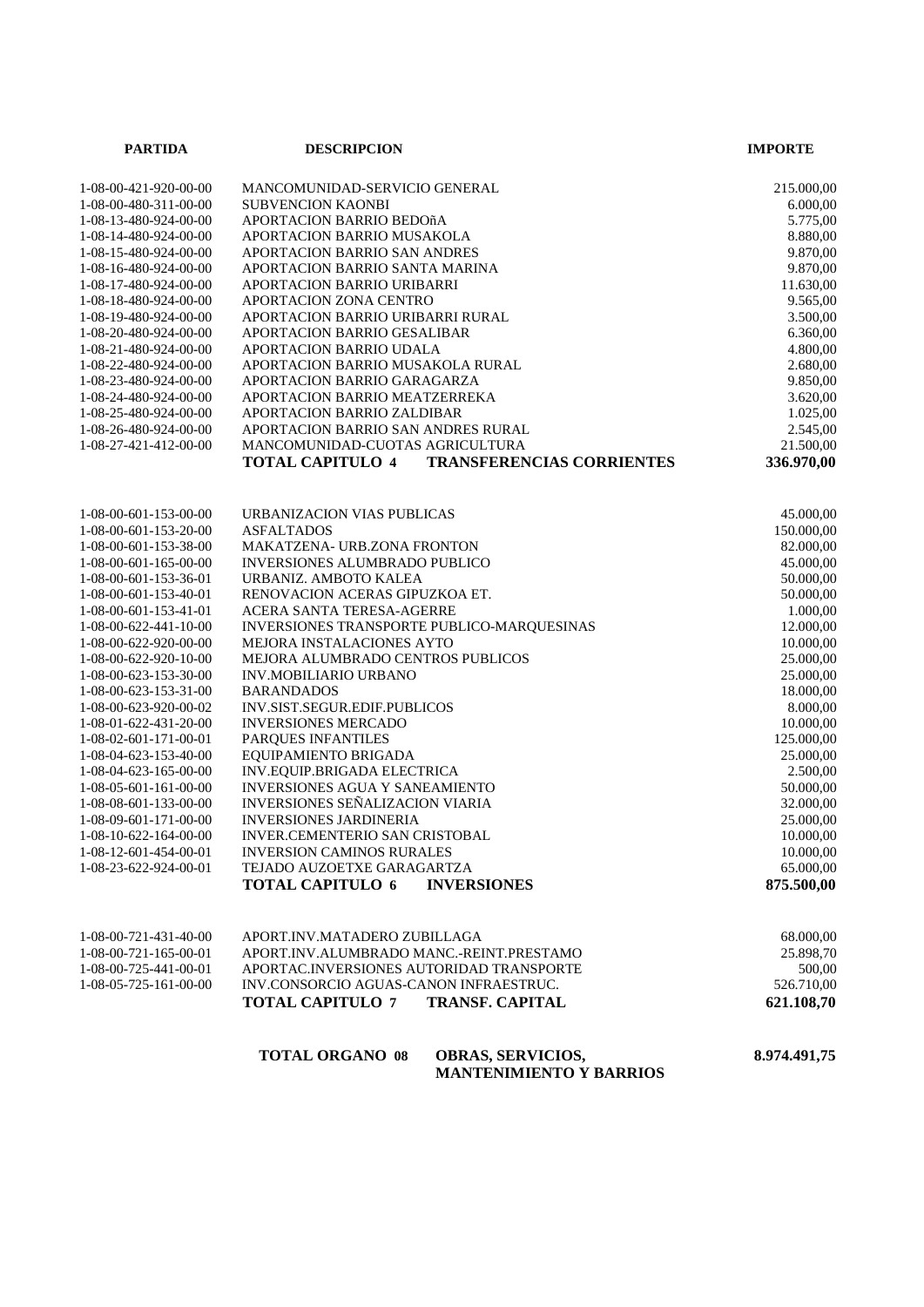| PARTIDA | DESCRIPCION | IMPORTE |
|---|---|---|
| 1-08-00-421-920-00-00 | MANCOMUNIDAD-SERVICIO GENERAL | 215.000,00 |
| 1-08-00-480-311-00-00 | SUBVENCION KAONBI | 6.000,00 |
| 1-08-13-480-924-00-00 | APORTACION BARRIO BEDOñA | 5.775,00 |
| 1-08-14-480-924-00-00 | APORTACION BARRIO MUSAKOLA | 8.880,00 |
| 1-08-15-480-924-00-00 | APORTACION BARRIO SAN ANDRES | 9.870,00 |
| 1-08-16-480-924-00-00 | APORTACION BARRIO SANTA MARINA | 9.870,00 |
| 1-08-17-480-924-00-00 | APORTACION BARRIO URIBARRI | 11.630,00 |
| 1-08-18-480-924-00-00 | APORTACION ZONA CENTRO | 9.565,00 |
| 1-08-19-480-924-00-00 | APORTACION BARRIO URIBARRI RURAL | 3.500,00 |
| 1-08-20-480-924-00-00 | APORTACION BARRIO GESALIBAR | 6.360,00 |
| 1-08-21-480-924-00-00 | APORTACION BARRIO UDALA | 4.800,00 |
| 1-08-22-480-924-00-00 | APORTACION BARRIO MUSAKOLA RURAL | 2.680,00 |
| 1-08-23-480-924-00-00 | APORTACION BARRIO GARAGARZA | 9.850,00 |
| 1-08-24-480-924-00-00 | APORTACION BARRIO MEATZERREKA | 3.620,00 |
| 1-08-25-480-924-00-00 | APORTACION BARRIO ZALDIBAR | 1.025,00 |
| 1-08-26-480-924-00-00 | APORTACION BARRIO SAN ANDRES RURAL | 2.545,00 |
| 1-08-27-421-412-00-00 | MANCOMUNIDAD-CUOTAS AGRICULTURA | 21.500,00 |
| | **TOTAL CAPITULO 4 TRANSFERENCIAS CORRIENTES** | **336.970,00** |
| 1-08-00-601-153-00-00 | URBANIZACION VIAS PUBLICAS | 45.000,00 |
| 1-08-00-601-153-20-00 | ASFALTADOS | 150.000,00 |
| 1-08-00-601-153-38-00 | MAKATZENA- URB.ZONA FRONTON | 82.000,00 |
| 1-08-00-601-165-00-00 | INVERSIONES ALUMBRADO PUBLICO | 45.000,00 |
| 1-08-00-601-153-36-01 | URBANIZ. AMBOTO KALEA | 50.000,00 |
| 1-08-00-601-153-40-01 | RENOVACION ACERAS GIPUZKOA ET. | 50.000,00 |
| 1-08-00-601-153-41-01 | ACERA SANTA TERESA-AGERRE | 1.000,00 |
| 1-08-00-622-441-10-00 | INVERSIONES TRANSPORTE PUBLICO-MARQUESINAS | 12.000,00 |
| 1-08-00-622-920-00-00 | MEJORA INSTALACIONES AYTO | 10.000,00 |
| 1-08-00-622-920-10-00 | MEJORA ALUMBRADO CENTROS PUBLICOS | 25.000,00 |
| 1-08-00-623-153-30-00 | INV.MOBILIARIO URBANO | 25.000,00 |
| 1-08-00-623-153-31-00 | BARANDADOS | 18.000,00 |
| 1-08-00-623-920-00-02 | INV.SIST.SEGUR.EDIF.PUBLICOS | 8.000,00 |
| 1-08-01-622-431-20-00 | INVERSIONES MERCADO | 10.000,00 |
| 1-08-02-601-171-00-01 | PARQUES INFANTILES | 125.000,00 |
| 1-08-04-623-153-40-00 | EQUIPAMIENTO BRIGADA | 25.000,00 |
| 1-08-04-623-165-00-00 | INV.EQUIP.BRIGADA ELECTRICA | 2.500,00 |
| 1-08-05-601-161-00-00 | INVERSIONES AGUA Y SANEAMIENTO | 50.000,00 |
| 1-08-08-601-133-00-00 | INVERSIONES SEÑALIZACION VIARIA | 32.000,00 |
| 1-08-09-601-171-00-00 | INVERSIONES JARDINERIA | 25.000,00 |
| 1-08-10-622-164-00-00 | INVER.CEMENTERIO SAN CRISTOBAL | 10.000,00 |
| 1-08-12-601-454-00-01 | INVERSION CAMINOS RURALES | 10.000,00 |
| 1-08-23-622-924-00-01 | TEJADO AUZOETXE GARAGARTZA | 65.000,00 |
| | **TOTAL CAPITULO 6 INVERSIONES** | **875.500,00** |
| 1-08-00-721-431-40-00 | APORT.INV.MATADERO ZUBILLAGA | 68.000,00 |
| 1-08-00-721-165-00-01 | APORT.INV.ALUMBRADO MANC.-REINT.PRESTAMO | 25.898,70 |
| 1-08-00-725-441-00-01 | APORTAC.INVERSIONES AUTORIDAD TRANSPORTE | 500,00 |
| 1-08-05-725-161-00-00 | INV.CONSORCIO AGUAS-CANON INFRAESTRUC. | 526.710,00 |
| | **TOTAL CAPITULO 7 TRANSF. CAPITAL** | **621.108,70** |
| | **TOTAL ORGANO 08 OBRAS, SERVICIOS, MANTENIMIENTO Y BARRIOS** | **8.974.491,75** |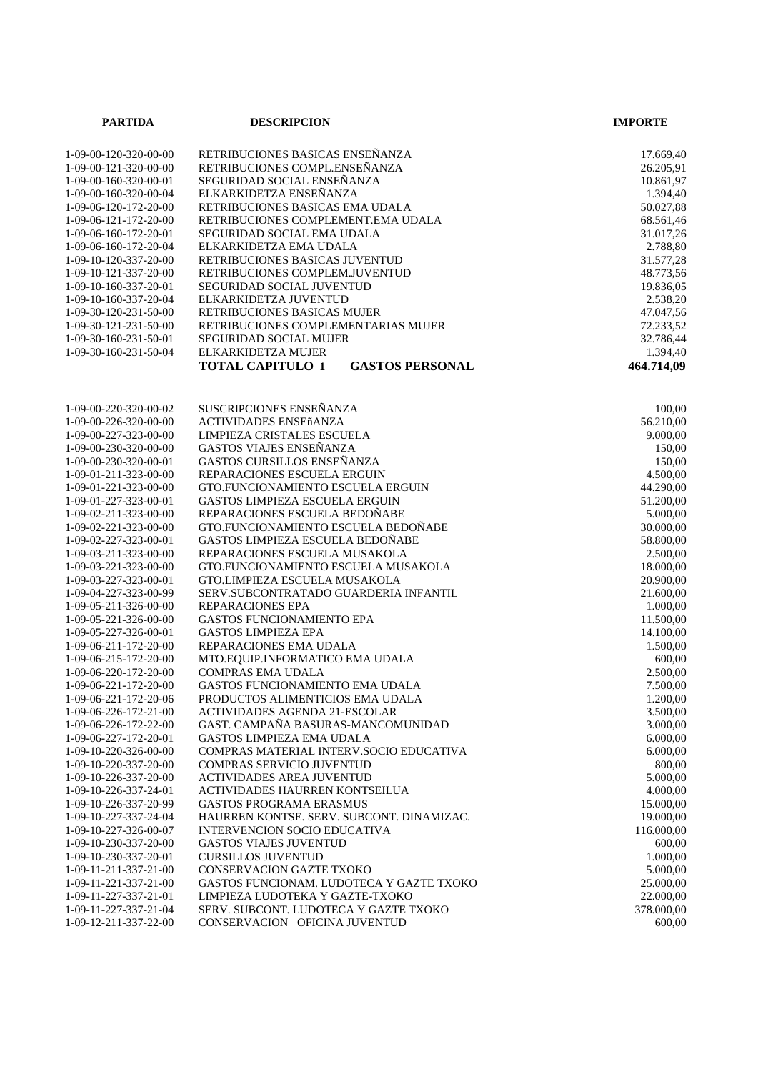| PARTIDA | DESCRIPCION | IMPORTE |
|---|---|---|
| 1-09-00-120-320-00-00 | RETRIBUCIONES BASICAS ENSEÑANZA | 17.669,40 |
| 1-09-00-121-320-00-00 | RETRIBUCIONES COMPL.ENSEÑANZA | 26.205,91 |
| 1-09-00-160-320-00-01 | SEGURIDAD SOCIAL ENSEÑANZA | 10.861,97 |
| 1-09-00-160-320-00-04 | ELKARKIDETZA ENSEÑANZA | 1.394,40 |
| 1-09-06-120-172-20-00 | RETRIBUCIONES BASICAS EMA UDALA | 50.027,88 |
| 1-09-06-121-172-20-00 | RETRIBUCIONES COMPLEMENT.EMA UDALA | 68.561,46 |
| 1-09-06-160-172-20-01 | SEGURIDAD SOCIAL EMA UDALA | 31.017,26 |
| 1-09-06-160-172-20-04 | ELKARKIDETZA EMA UDALA | 2.788,80 |
| 1-09-10-120-337-20-00 | RETRIBUCIONES BASICAS JUVENTUD | 31.577,28 |
| 1-09-10-121-337-20-00 | RETRIBUCIONES COMPLEM.JUVENTUD | 48.773,56 |
| 1-09-10-160-337-20-01 | SEGURIDAD SOCIAL JUVENTUD | 19.836,05 |
| 1-09-10-160-337-20-04 | ELKARKIDETZA JUVENTUD | 2.538,20 |
| 1-09-30-120-231-50-00 | RETRIBUCIONES BASICAS MUJER | 47.047,56 |
| 1-09-30-121-231-50-00 | RETRIBUCIONES COMPLEMENTARIAS MUJER | 72.233,52 |
| 1-09-30-160-231-50-01 | SEGURIDAD SOCIAL MUJER | 32.786,44 |
| 1-09-30-160-231-50-04 | ELKARKIDETZA MUJER | 1.394,40 |
| | **TOTAL CAPITULO 1 GASTOS PERSONAL** | **464.714,09** |

| PARTIDA | DESCRIPCION | IMPORTE |
|---|---|---|
| 1-09-00-220-320-00-02 | SUSCRIPCIONES ENSEÑANZA | 100,00 |
| 1-09-00-226-320-00-00 | ACTIVIDADES ENSEñANZA | 56.210,00 |
| 1-09-00-227-323-00-00 | LIMPIEZA CRISTALES ESCUELA | 9.000,00 |
| 1-09-00-230-320-00-00 | GASTOS VIAJES ENSEÑANZA | 150,00 |
| 1-09-00-230-320-00-01 | GASTOS CURSILLOS ENSEÑANZA | 150,00 |
| 1-09-01-211-323-00-00 | REPARACIONES ESCUELA ERGUIN | 4.500,00 |
| 1-09-01-221-323-00-00 | GTO.FUNCIONAMIENTO ESCUELA ERGUIN | 44.290,00 |
| 1-09-01-227-323-00-01 | GASTOS LIMPIEZA ESCUELA ERGUIN | 51.200,00 |
| 1-09-02-211-323-00-00 | REPARACIONES ESCUELA BEDOÑABE | 5.000,00 |
| 1-09-02-221-323-00-00 | GTO.FUNCIONAMIENTO ESCUELA BEDOÑABE | 30.000,00 |
| 1-09-02-227-323-00-01 | GASTOS LIMPIEZA ESCUELA BEDOÑABE | 58.800,00 |
| 1-09-03-211-323-00-00 | REPARACIONES ESCUELA MUSAKOLA | 2.500,00 |
| 1-09-03-221-323-00-00 | GTO.FUNCIONAMIENTO ESCUELA MUSAKOLA | 18.000,00 |
| 1-09-03-227-323-00-01 | GTO.LIMPIEZA ESCUELA MUSAKOLA | 20.900,00 |
| 1-09-04-227-323-00-99 | SERV.SUBCONTRATADO GUARDERIA INFANTIL | 21.600,00 |
| 1-09-05-211-326-00-00 | REPARACIONES EPA | 1.000,00 |
| 1-09-05-221-326-00-00 | GASTOS FUNCIONAMIENTO EPA | 11.500,00 |
| 1-09-05-227-326-00-01 | GASTOS LIMPIEZA EPA | 14.100,00 |
| 1-09-06-211-172-20-00 | REPARACIONES EMA UDALA | 1.500,00 |
| 1-09-06-215-172-20-00 | MTO.EQUIP.INFORMATICO EMA UDALA | 600,00 |
| 1-09-06-220-172-20-00 | COMPRAS EMA UDALA | 2.500,00 |
| 1-09-06-221-172-20-00 | GASTOS FUNCIONAMIENTO EMA UDALA | 7.500,00 |
| 1-09-06-221-172-20-06 | PRODUCTOS ALIMENTICIOS EMA UDALA | 1.200,00 |
| 1-09-06-226-172-21-00 | ACTIVIDADES AGENDA 21-ESCOLAR | 3.500,00 |
| 1-09-06-226-172-22-00 | GAST. CAMPAÑA BASURAS-MANCOMUNIDAD | 3.000,00 |
| 1-09-06-227-172-20-01 | GASTOS LIMPIEZA EMA UDALA | 6.000,00 |
| 1-09-10-220-326-00-00 | COMPRAS MATERIAL INTERV.SOCIO EDUCATIVA | 6.000,00 |
| 1-09-10-220-337-20-00 | COMPRAS SERVICIO JUVENTUD | 800,00 |
| 1-09-10-226-337-20-00 | ACTIVIDADES AREA JUVENTUD | 5.000,00 |
| 1-09-10-226-337-24-01 | ACTIVIDADES HAURREN KONTSEILUA | 4.000,00 |
| 1-09-10-226-337-20-99 | GASTOS PROGRAMA ERASMUS | 15.000,00 |
| 1-09-10-227-337-24-04 | HAURREN KONTSE. SERV. SUBCONT. DINAMIZAC. | 19.000,00 |
| 1-09-10-227-326-00-07 | INTERVENCION SOCIO EDUCATIVA | 116.000,00 |
| 1-09-10-230-337-20-00 | GASTOS VIAJES JUVENTUD | 600,00 |
| 1-09-10-230-337-20-01 | CURSILLOS JUVENTUD | 1.000,00 |
| 1-09-11-211-337-21-00 | CONSERVACION GAZTE TXOKO | 5.000,00 |
| 1-09-11-221-337-21-00 | GASTOS FUNCIONAM. LUDOTECA Y GAZTE TXOKO | 25.000,00 |
| 1-09-11-227-337-21-01 | LIMPIEZA LUDOTEKA Y GAZTE-TXOKO | 22.000,00 |
| 1-09-11-227-337-21-04 | SERV. SUBCONT. LUDOTECA Y GAZTE TXOKO | 378.000,00 |
| 1-09-12-211-337-22-00 | CONSERVACION OFICINA JUVENTUD | 600,00 |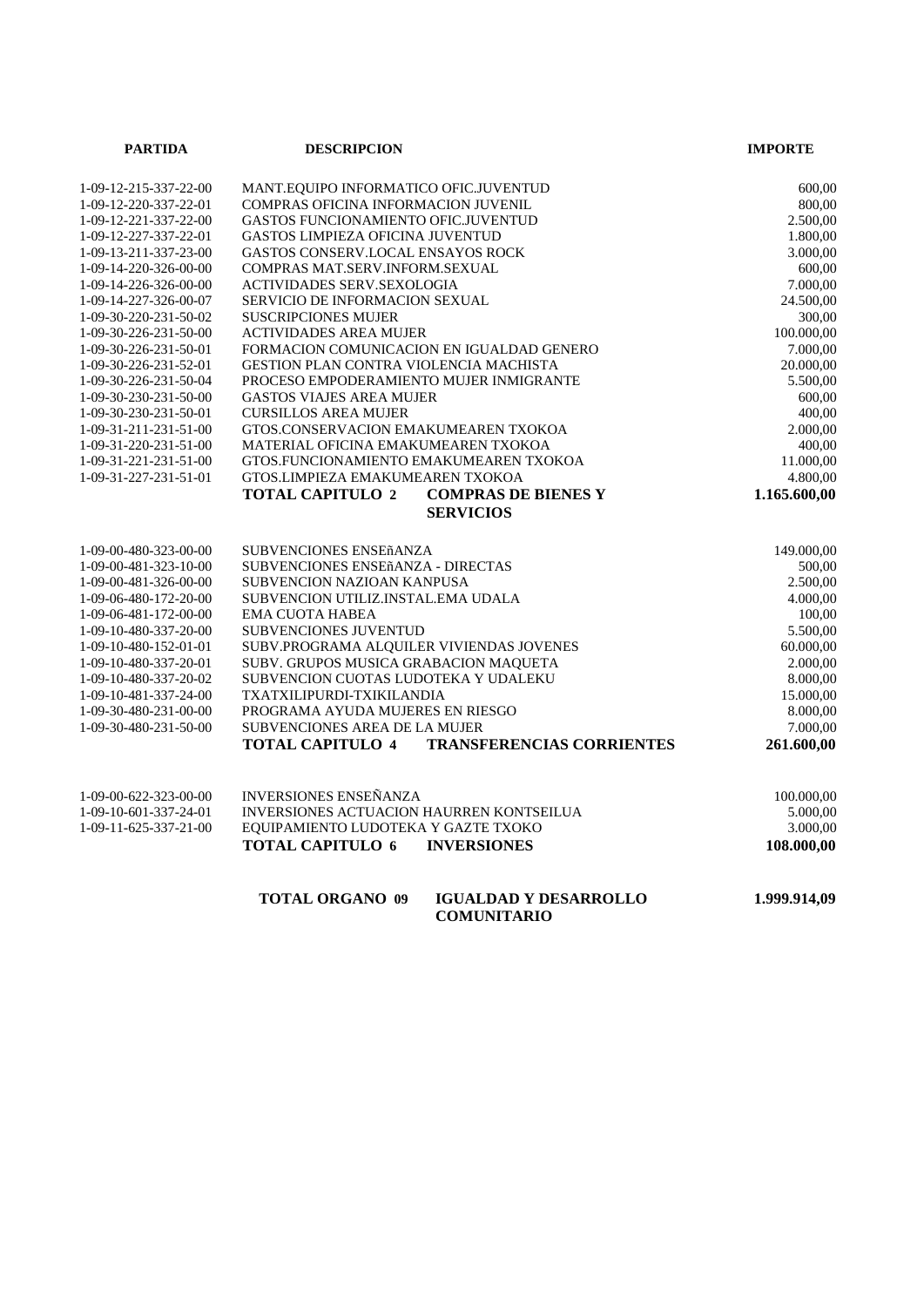| PARTIDA | DESCRIPCION | | IMPORTE |
|---|---|---|---|
| 1-09-12-215-337-22-00 | MANT.EQUIPO INFORMATICO OFIC.JUVENTUD | | 600,00 |
| 1-09-12-220-337-22-01 | COMPRAS OFICINA INFORMACION JUVENIL | | 800,00 |
| 1-09-12-221-337-22-00 | GASTOS FUNCIONAMIENTO OFIC.JUVENTUD | | 2.500,00 |
| 1-09-12-227-337-22-01 | GASTOS LIMPIEZA OFICINA JUVENTUD | | 1.800,00 |
| 1-09-13-211-337-23-00 | GASTOS CONSERV.LOCAL ENSAYOS ROCK | | 3.000,00 |
| 1-09-14-220-326-00-00 | COMPRAS MAT.SERV.INFORM.SEXUAL | | 600,00 |
| 1-09-14-226-326-00-00 | ACTIVIDADES SERV.SEXOLOGIA | | 7.000,00 |
| 1-09-14-227-326-00-07 | SERVICIO DE INFORMACION SEXUAL | | 24.500,00 |
| 1-09-30-220-231-50-02 | SUSCRIPCIONES MUJER | | 300,00 |
| 1-09-30-226-231-50-00 | ACTIVIDADES AREA MUJER | | 100.000,00 |
| 1-09-30-226-231-50-01 | FORMACION COMUNICACION EN IGUALDAD GENERO | | 7.000,00 |
| 1-09-30-226-231-52-01 | GESTION PLAN CONTRA VIOLENCIA MACHISTA | | 20.000,00 |
| 1-09-30-226-231-50-04 | PROCESO EMPODERAMIENTO MUJER INMIGRANTE | | 5.500,00 |
| 1-09-30-230-231-50-00 | GASTOS VIAJES AREA MUJER | | 600,00 |
| 1-09-30-230-231-50-01 | CURSILLOS AREA MUJER | | 400,00 |
| 1-09-31-211-231-51-00 | GTOS.CONSERVACION EMAKUMEAREN TXOKOA | | 2.000,00 |
| 1-09-31-220-231-51-00 | MATERIAL OFICINA EMAKUMEAREN TXOKOA | | 400,00 |
| 1-09-31-221-231-51-00 | GTOS.FUNCIONAMIENTO EMAKUMEAREN TXOKOA | | 11.000,00 |
| 1-09-31-227-231-51-01 | GTOS.LIMPIEZA EMAKUMEAREN TXOKOA | | 4.800,00 |
| | **TOTAL CAPITULO 2** | **COMPRAS DE BIENES Y SERVICIOS** | **1.165.600,00** |
| 1-09-00-480-323-00-00 | SUBVENCIONES ENSEñANZA | | 149.000,00 |
| 1-09-00-481-323-10-00 | SUBVENCIONES ENSEñANZA - DIRECTAS | | 500,00 |
| 1-09-00-481-326-00-00 | SUBVENCION NAZIOAN KANPUSA | | 2.500,00 |
| 1-09-06-480-172-20-00 | SUBVENCION UTILIZ.INSTAL.EMA UDALA | | 4.000,00 |
| 1-09-06-481-172-00-00 | EMA CUOTA HABEA | | 100,00 |
| 1-09-10-480-337-20-00 | SUBVENCIONES JUVENTUD | | 5.500,00 |
| 1-09-10-480-152-01-01 | SUBV.PROGRAMA ALQUILER VIVIENDAS JOVENES | | 60.000,00 |
| 1-09-10-480-337-20-01 | SUBV. GRUPOS MUSICA GRABACION MAQUETA | | 2.000,00 |
| 1-09-10-480-337-20-02 | SUBVENCION CUOTAS LUDOTEKA Y UDALEKU | | 8.000,00 |
| 1-09-10-481-337-24-00 | TXATXILIPURDI-TXIKILANDIA | | 15.000,00 |
| 1-09-30-480-231-00-00 | PROGRAMA AYUDA MUJERES EN RIESGO | | 8.000,00 |
| 1-09-30-480-231-50-00 | SUBVENCIONES AREA DE LA MUJER | | 7.000,00 |
| | **TOTAL CAPITULO 4** | **TRANSFERENCIAS CORRIENTES** | **261.600,00** |
| 1-09-00-622-323-00-00 | INVERSIONES ENSEÑANZA | | 100.000,00 |
| 1-09-10-601-337-24-01 | INVERSIONES ACTUACION HAURREN KONTSEILUA | | 5.000,00 |
| 1-09-11-625-337-21-00 | EQUIPAMIENTO LUDOTEKA Y GAZTE TXOKO | | 3.000,00 |
| | **TOTAL CAPITULO 6** | **INVERSIONES** | **108.000,00** |
| | **TOTAL ORGANO 09** | **IGUALDAD Y DESARROLLO COMUNITARIO** | **1.999.914,09** |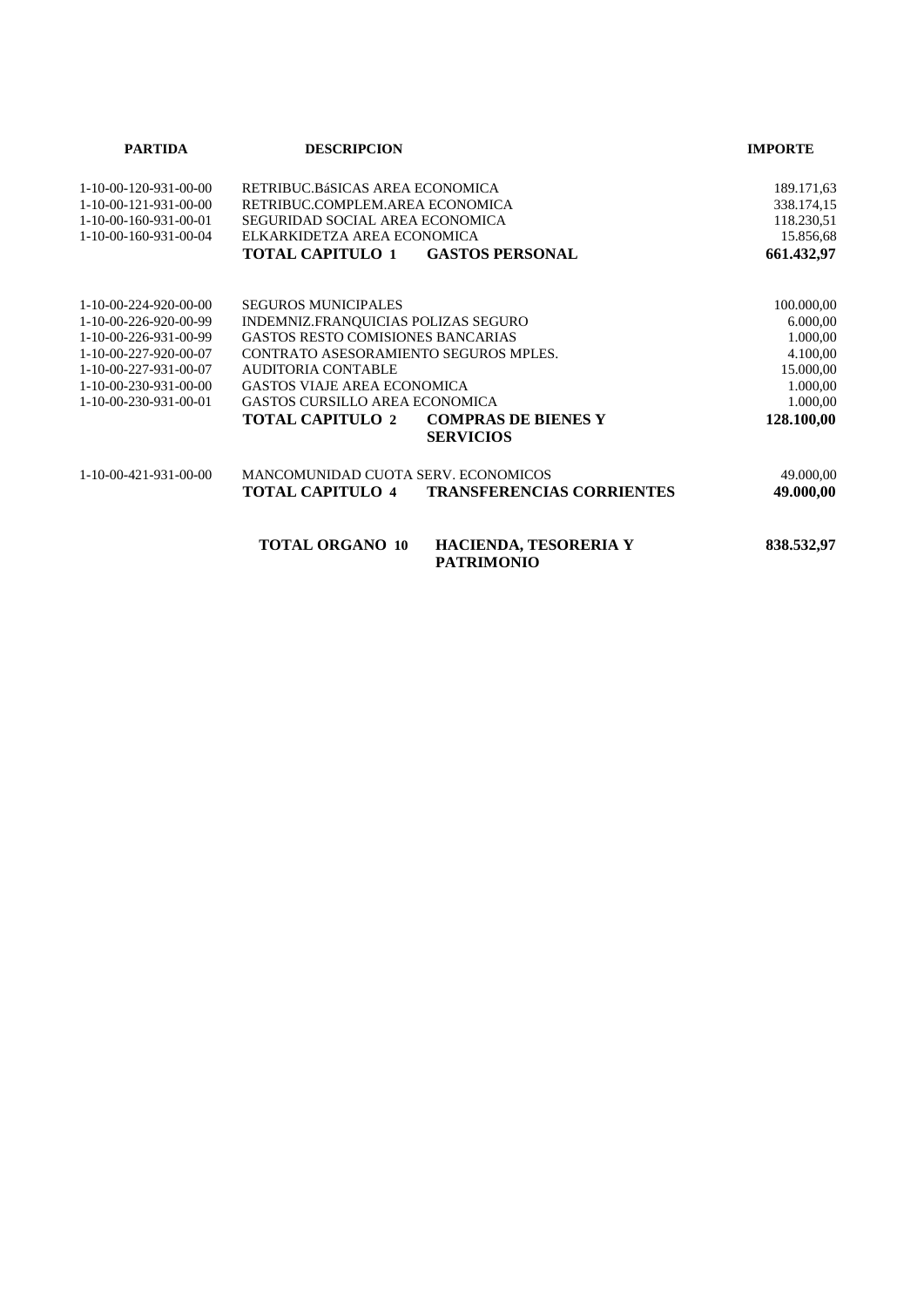| PARTIDA | DESCRIPCION | | IMPORTE |
|---|---|---|---|
| 1-10-00-120-931-00-00 | RETRIBUC.BáSICAS AREA ECONOMICA | | 189.171,63 |
| 1-10-00-121-931-00-00 | RETRIBUC.COMPLEM.AREA ECONOMICA | | 338.174,15 |
| 1-10-00-160-931-00-01 | SEGURIDAD SOCIAL AREA ECONOMICA | | 118.230,51 |
| 1-10-00-160-931-00-04 | ELKARKIDETZA AREA ECONOMICA | | 15.856,68 |
| | **TOTAL CAPITULO 1** | **GASTOS PERSONAL** | **661.432,97** |
| 1-10-00-224-920-00-00 | SEGUROS MUNICIPALES | | 100.000,00 |
| 1-10-00-226-920-00-99 | INDEMNIZ.FRANQUICIAS POLIZAS SEGURO | | 6.000,00 |
| 1-10-00-226-931-00-99 | GASTOS RESTO COMISIONES BANCARIAS | | 1.000,00 |
| 1-10-00-227-920-00-07 | CONTRATO ASESORAMIENTO SEGUROS MPLES. | | 4.100,00 |
| 1-10-00-227-931-00-07 | AUDITORIA CONTABLE | | 15.000,00 |
| 1-10-00-230-931-00-00 | GASTOS VIAJE AREA ECONOMICA | | 1.000,00 |
| 1-10-00-230-931-00-01 | GASTOS CURSILLO AREA ECONOMICA | | 1.000,00 |
| | **TOTAL CAPITULO 2** | **COMPRAS DE BIENES Y SERVICIOS** | **128.100,00** |
| 1-10-00-421-931-00-00 | MANCOMUNIDAD CUOTA SERV. ECONOMICOS | | 49.000,00 |
| | **TOTAL CAPITULO 4** | **TRANSFERENCIAS CORRIENTES** | **49.000,00** |
| | **TOTAL ORGANO 10** | **HACIENDA, TESORERIA Y PATRIMONIO** | **838.532,97** |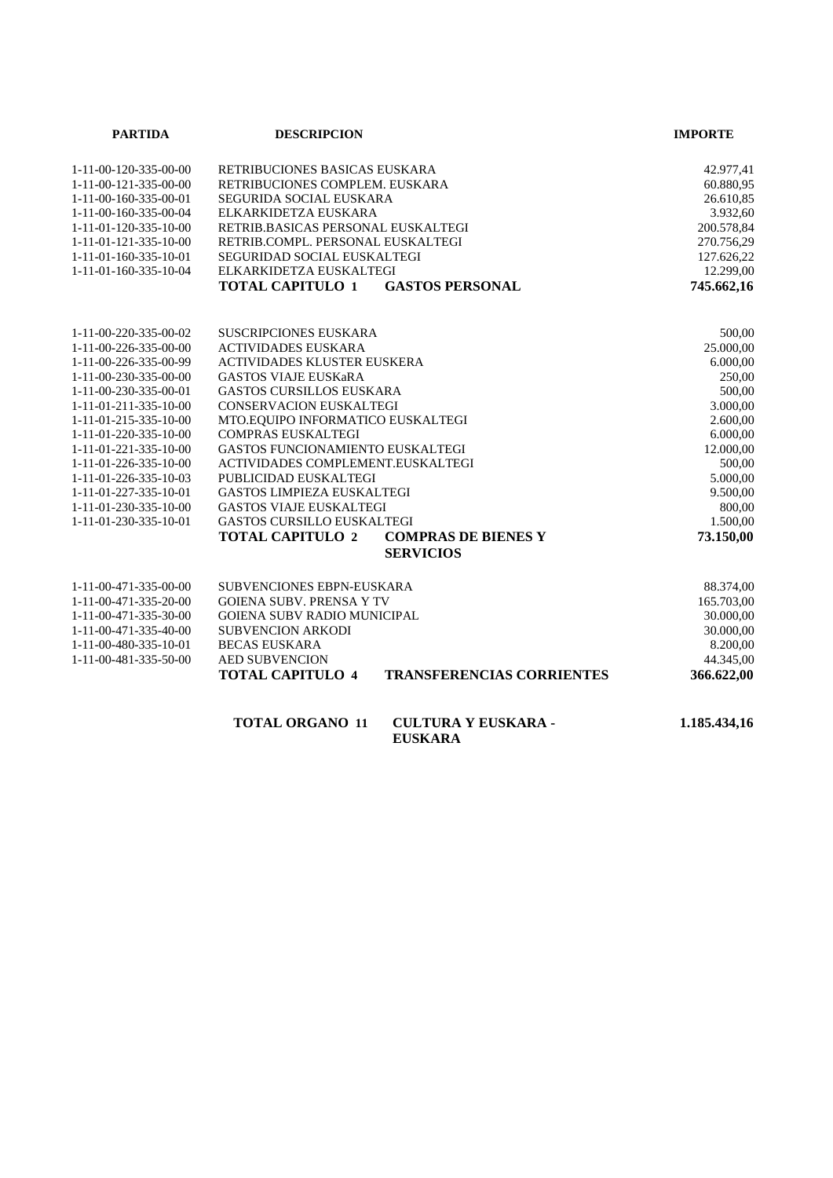| PARTIDA | DESCRIPCION | | IMPORTE |
|---|---|---|---|
| 1-11-00-120-335-00-00 | RETRIBUCIONES BASICAS EUSKARA | | 42.977,41 |
| 1-11-00-121-335-00-00 | RETRIBUCIONES COMPLEM. EUSKARA | | 60.880,95 |
| 1-11-00-160-335-00-01 | SEGURIDA SOCIAL EUSKARA | | 26.610,85 |
| 1-11-00-160-335-00-04 | ELKARKIDETZA EUSKARA | | 3.932,60 |
| 1-11-01-120-335-10-00 | RETRIB.BASICAS PERSONAL EUSKALTEGI | | 200.578,84 |
| 1-11-01-121-335-10-00 | RETRIB.COMPL. PERSONAL EUSKALTEGI | | 270.756,29 |
| 1-11-01-160-335-10-01 | SEGURIDAD SOCIAL EUSKALTEGI | | 127.626,22 |
| 1-11-01-160-335-10-04 | ELKARKIDETZA EUSKALTEGI | | 12.299,00 |
| | **TOTAL CAPITULO 1** | **GASTOS PERSONAL** | **745.662,16** |
| 1-11-00-220-335-00-02 | SUSCRIPCIONES EUSKARA | | 500,00 |
| 1-11-00-226-335-00-00 | ACTIVIDADES EUSKARA | | 25.000,00 |
| 1-11-00-226-335-00-99 | ACTIVIDADES KLUSTER EUSKERA | | 6.000,00 |
| 1-11-00-230-335-00-00 | GASTOS VIAJE EUSKaRA | | 250,00 |
| 1-11-00-230-335-00-01 | GASTOS CURSILLOS EUSKARA | | 500,00 |
| 1-11-01-211-335-10-00 | CONSERVACION EUSKALTEGI | | 3.000,00 |
| 1-11-01-215-335-10-00 | MTO.EQUIPO INFORMATICO EUSKALTEGI | | 2.600,00 |
| 1-11-01-220-335-10-00 | COMPRAS EUSKALTEGI | | 6.000,00 |
| 1-11-01-221-335-10-00 | GASTOS FUNCIONAMIENTO EUSKALTEGI | | 12.000,00 |
| 1-11-01-226-335-10-00 | ACTIVIDADES COMPLEMENT.EUSKALTEGI | | 500,00 |
| 1-11-01-226-335-10-03 | PUBLICIDAD EUSKALTEGI | | 5.000,00 |
| 1-11-01-227-335-10-01 | GASTOS LIMPIEZA EUSKALTEGI | | 9.500,00 |
| 1-11-01-230-335-10-00 | GASTOS VIAJE EUSKALTEGI | | 800,00 |
| 1-11-01-230-335-10-01 | GASTOS CURSILLO EUSKALTEGI | | 1.500,00 |
| | **TOTAL CAPITULO 2** | **COMPRAS DE BIENES Y SERVICIOS** | **73.150,00** |
| 1-11-00-471-335-00-00 | SUBVENCIONES EBPN-EUSKARA | | 88.374,00 |
| 1-11-00-471-335-20-00 | GOIENA SUBV. PRENSA Y TV | | 165.703,00 |
| 1-11-00-471-335-30-00 | GOIENA SUBV RADIO MUNICIPAL | | 30.000,00 |
| 1-11-00-471-335-40-00 | SUBVENCION ARKODI | | 30.000,00 |
| 1-11-00-480-335-10-01 | BECAS EUSKARA | | 8.200,00 |
| 1-11-00-481-335-50-00 | AED SUBVENCION | | 44.345,00 |
| | **TOTAL CAPITULO 4** | **TRANSFERENCIAS CORRIENTES** | **366.622,00** |
| | **TOTAL ORGANO 11** | **CULTURA Y EUSKARA - EUSKARA** | **1.185.434,16** |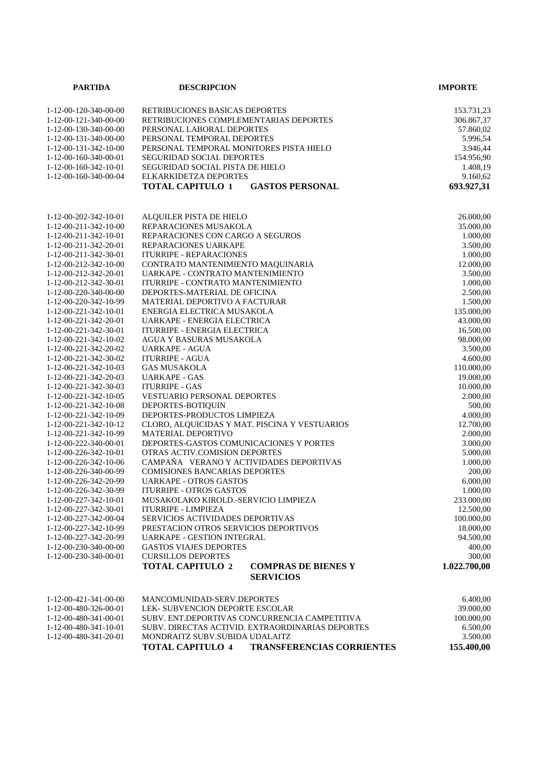| PARTIDA | DESCRIPCION | IMPORTE |
| --- | --- | --- |
| 1-12-00-120-340-00-00 | RETRIBUCIONES BASICAS DEPORTES | 153.731,23 |
| 1-12-00-121-340-00-00 | RETRIBUCIONES COMPLEMENTARIAS DEPORTES | 306.867,37 |
| 1-12-00-130-340-00-00 | PERSONAL LABORAL DEPORTES | 57.860,02 |
| 1-12-00-131-340-00-00 | PERSONAL TEMPORAL DEPORTES | 5.996,54 |
| 1-12-00-131-342-10-00 | PERSONAL TEMPORAL MONITORES PISTA HIELO | 3.946,44 |
| 1-12-00-160-340-00-01 | SEGURIDAD SOCIAL DEPORTES | 154.956,90 |
| 1-12-00-160-342-10-01 | SEGURIDAD SOCIAL PISTA DE HIELO | 1.408,19 |
| 1-12-00-160-340-00-04 | ELKARKIDETZA DEPORTES | 9.160,62 |
| | **TOTAL CAPITULO 1 GASTOS PERSONAL** | **693.927,31** |
| 1-12-00-202-342-10-01 | ALQUILER PISTA DE HIELO | 26.000,00 |
| 1-12-00-211-342-10-00 | REPARACIONES MUSAKOLA | 35.000,00 |
| 1-12-00-211-342-10-01 | REPARACIONES CON CARGO A SEGUROS | 1.000,00 |
| 1-12-00-211-342-20-01 | REPARACIONES UARKAPE | 3.500,00 |
| 1-12-00-211-342-30-01 | ITURRIPE - REPARACIONES | 1.000,00 |
| 1-12-00-212-342-10-00 | CONTRATO MANTENIMIENTO MAQUINARIA | 12.000,00 |
| 1-12-00-212-342-20-01 | UARKAPE - CONTRATO MANTENIMIENTO | 3.500,00 |
| 1-12-00-212-342-30-01 | ITURRIPE - CONTRATO MANTENIMIENTO | 1.000,00 |
| 1-12-00-220-340-00-00 | DEPORTES-MATERIAL DE OFICINA | 2.500,00 |
| 1-12-00-220-342-10-99 | MATERIAL DEPORTIVO A FACTURAR | 1.500,00 |
| 1-12-00-221-342-10-01 | ENERGIA ELECTRICA MUSAKOLA | 135.000,00 |
| 1-12-00-221-342-20-01 | UARKAPE - ENERGIA ELECTRICA | 43.000,00 |
| 1-12-00-221-342-30-01 | ITURRIPE - ENERGIA ELECTRICA | 16.500,00 |
| 1-12-00-221-342-10-02 | AGUA Y BASURAS MUSAKOLA | 98.000,00 |
| 1-12-00-221-342-20-02 | UARKAPE - AGUA | 3.500,00 |
| 1-12-00-221-342-30-02 | ITURRIPE - AGUA | 4.600,00 |
| 1-12-00-221-342-10-03 | GAS MUSAKOLA | 110.000,00 |
| 1-12-00-221-342-20-03 | UARKAPE - GAS | 19.000,00 |
| 1-12-00-221-342-30-03 | ITURRIPE - GAS | 10.000,00 |
| 1-12-00-221-342-10-05 | VESTUARIO PERSONAL DEPORTES | 2.000,00 |
| 1-12-00-221-342-10-08 | DEPORTES-BOTIQUIN | 500,00 |
| 1-12-00-221-342-10-09 | DEPORTES-PRODUCTOS LIMPIEZA | 4.000,00 |
| 1-12-00-221-342-10-12 | CLORO, ALQUICIDAS Y MAT. PISCINA Y VESTUARIOS | 12.700,00 |
| 1-12-00-221-342-10-99 | MATERIAL DEPORTIVO | 2.000,00 |
| 1-12-00-222-340-00-01 | DEPORTES-GASTOS COMUNICACIONES Y PORTES | 3.000,00 |
| 1-12-00-226-342-10-01 | OTRAS ACTIV.COMISION DEPORTES | 5.000,00 |
| 1-12-00-226-342-10-06 | CAMPAÑA VERANO Y ACTIVIDADES DEPORTIVAS | 1.000,00 |
| 1-12-00-226-340-00-99 | COMISIONES BANCARIAS DEPORTES | 200,00 |
| 1-12-00-226-342-20-99 | UARKAPE - OTROS GASTOS | 6.000,00 |
| 1-12-00-226-342-30-99 | ITURRIPE - OTROS GASTOS | 1.000,00 |
| 1-12-00-227-342-10-01 | MUSAKOLAKO KIROLD.-SERVICIO LIMPIEZA | 233.000,00 |
| 1-12-00-227-342-30-01 | ITURRIPE - LIMPIEZA | 12.500,00 |
| 1-12-00-227-342-00-04 | SERVICIOS ACTIVIDADES DEPORTIVAS | 100.000,00 |
| 1-12-00-227-342-10-99 | PRESTACION OTROS SERVICIOS DEPORTIVOS | 18.000,00 |
| 1-12-00-227-342-20-99 | UARKAPE - GESTION INTEGRAL | 94.500,00 |
| 1-12-00-230-340-00-00 | GASTOS VIAJES DEPORTES | 400,00 |
| 1-12-00-230-340-00-01 | CURSILLOS DEPORTES | 300,00 |
| | **TOTAL CAPITULO 2 COMPRAS DE BIENES Y SERVICIOS** | **1.022.700,00** |
| 1-12-00-421-341-00-00 | MANCOMUNIDAD-SERV.DEPORTES | 6.400,00 |
| 1-12-00-480-326-00-01 | LEK- SUBVENCION DEPORTE ESCOLAR | 39.000,00 |
| 1-12-00-480-341-00-01 | SUBV. ENT.DEPORTIVAS CONCURRENCIA CAMPETITIVA | 100.000,00 |
| 1-12-00-480-341-10-01 | SUBV. DIRECTAS ACTIVID. EXTRAORDINARIAS DEPORTES | 6.500,00 |
| 1-12-00-480-341-20-01 | MONDRAITZ SUBV.SUBIDA UDALAITZ | 3.500,00 |
| | **TOTAL CAPITULO 4 TRANSFERENCIAS CORRIENTES** | **155.400,00** |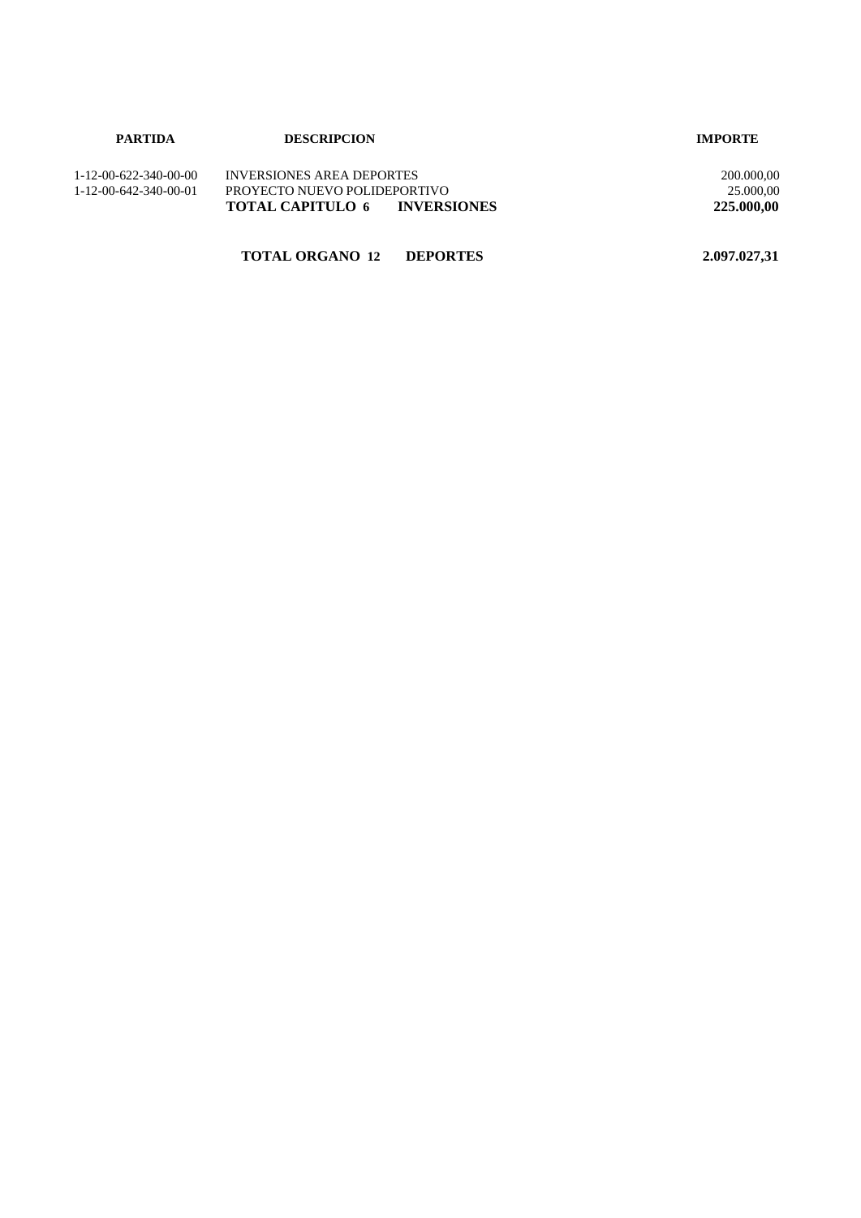| PARTIDA | DESCRIPCION | IMPORTE |
|---|---|---|
| 1-12-00-622-340-00-00 | INVERSIONES AREA DEPORTES | 200.000,00 |
| 1-12-00-642-340-00-01 | PROYECTO NUEVO POLIDEPORTIVO | 25.000,00 |
| | **TOTAL CAPITULO 6 INVERSIONES** | **225.000,00** |
| | **TOTAL ORGANO 12 DEPORTES** | **2.097.027,31** |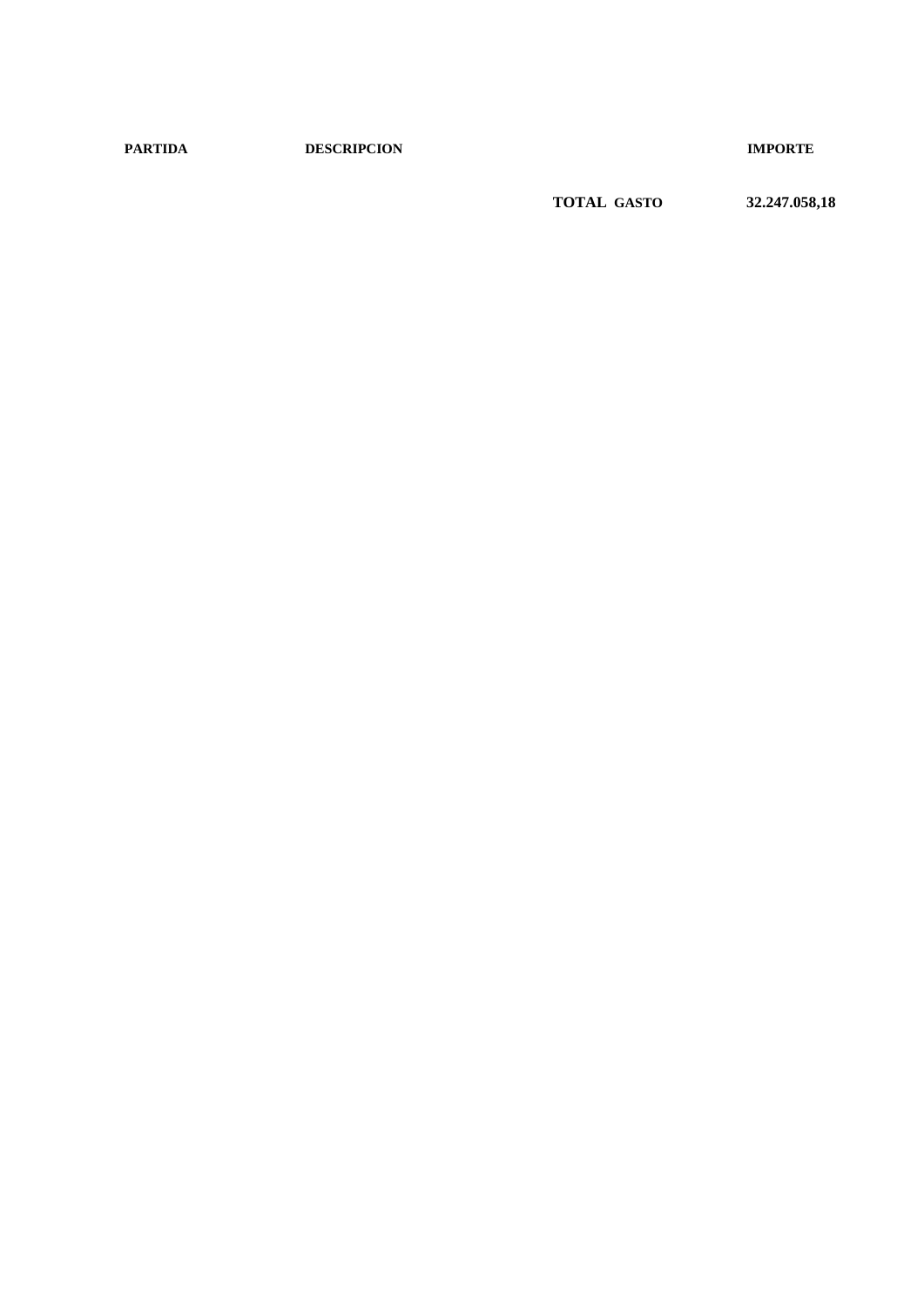| PARTIDA | DESCRIPCION | | IMPORTE |
| --- | --- | --- | --- |
| | | **TOTAL GASTO** | **32.247.058,18** |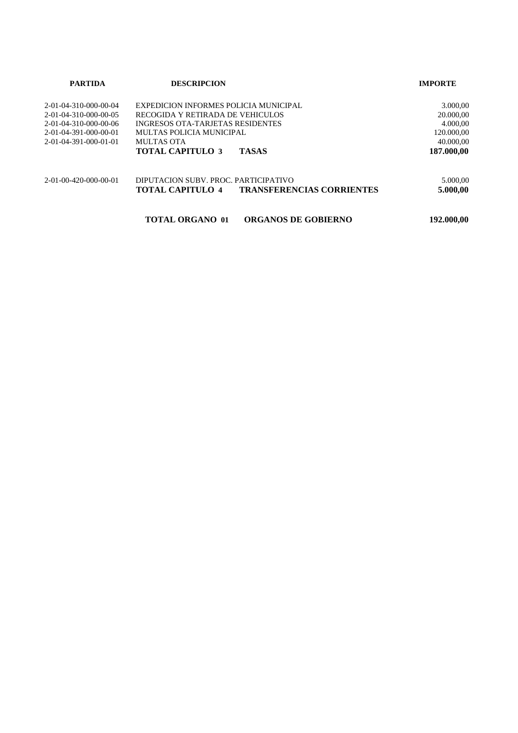| PARTIDA | DESCRIPCION | | IMPORTE |
|---|---|---|---|
| 2-01-04-310-000-00-04 | EXPEDICION INFORMES POLICIA MUNICIPAL | | 3.000,00 |
| 2-01-04-310-000-00-05 | RECOGIDA Y RETIRADA DE VEHICULOS | | 20.000,00 |
| 2-01-04-310-000-00-06 | INGRESOS OTA-TARJETAS RESIDENTES | | 4.000,00 |
| 2-01-04-391-000-00-01 | MULTAS POLICIA MUNICIPAL | | 120.000,00 |
| 2-01-04-391-000-01-01 | MULTAS OTA | | 40.000,00 |
| | **TOTAL CAPITULO 3** | **TASAS** | **187.000,00** |
| 2-01-00-420-000-00-01 | DIPUTACION SUBV. PROC. PARTICIPATIVO | | 5.000,00 |
| | **TOTAL CAPITULO 4** | **TRANSFERENCIAS CORRIENTES** | **5.000,00** |
| | **TOTAL ORGANO 01** | **ORGANOS DE GOBIERNO** | **192.000,00** |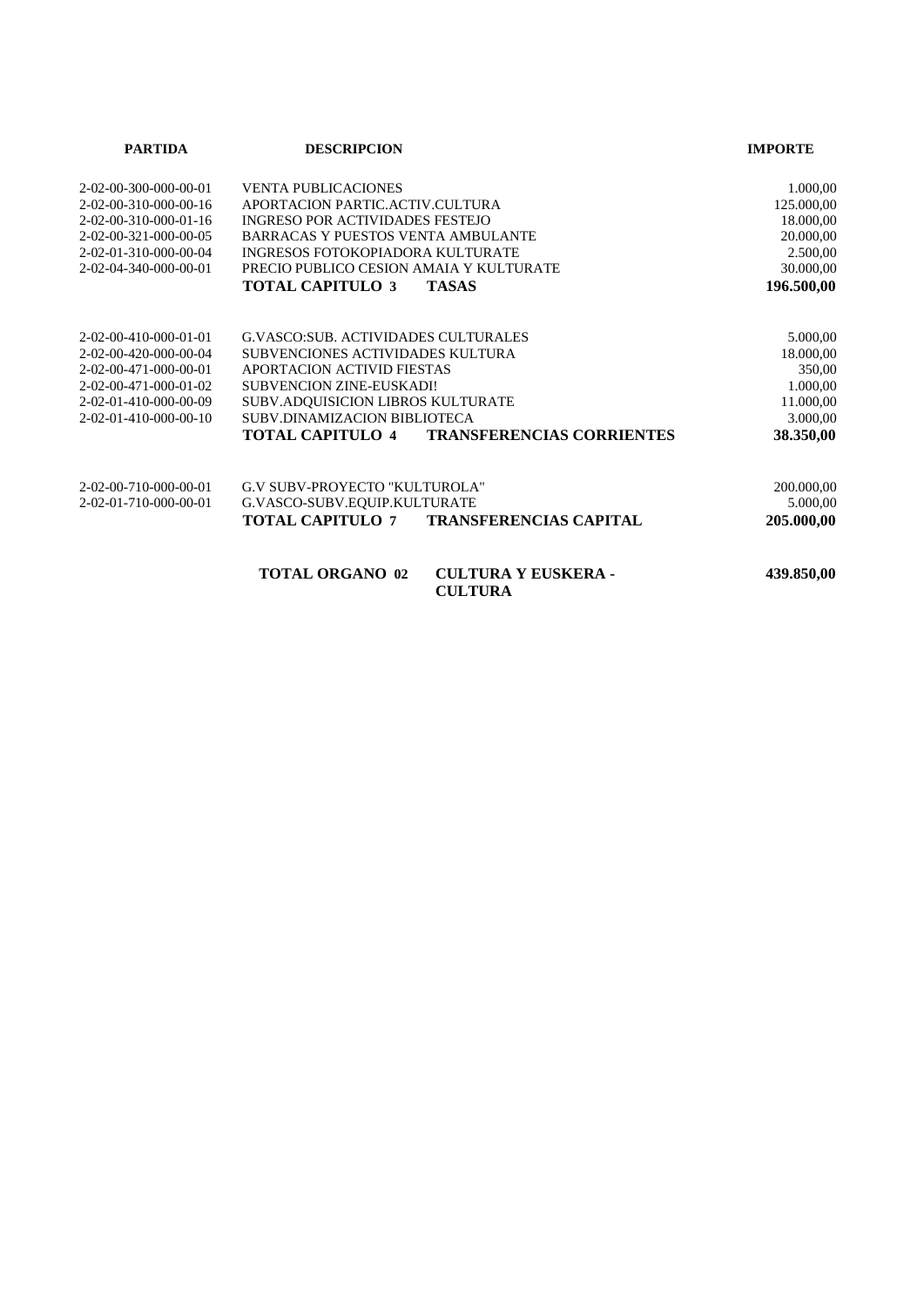| PARTIDA | DESCRIPCION | | IMPORTE |
|---|---|---|---|
| 2-02-00-300-000-00-01 | VENTA PUBLICACIONES | | 1.000,00 |
| 2-02-00-310-000-00-16 | APORTACION PARTIC.ACTIV.CULTURA | | 125.000,00 |
| 2-02-00-310-000-01-16 | INGRESO POR ACTIVIDADES FESTEJO | | 18.000,00 |
| 2-02-00-321-000-00-05 | BARRACAS Y PUESTOS VENTA AMBULANTE | | 20.000,00 |
| 2-02-01-310-000-00-04 | INGRESOS FOTOKOPIADORA KULTURATE | | 2.500,00 |
| 2-02-04-340-000-00-01 | PRECIO PUBLICO CESION AMAIA Y KULTURATE | | 30.000,00 |
| | **TOTAL CAPITULO 3** | **TASAS** | **196.500,00** |
| 2-02-00-410-000-01-01 | G.VASCO:SUB. ACTIVIDADES CULTURALES | | 5.000,00 |
| 2-02-00-420-000-00-04 | SUBVENCIONES ACTIVIDADES KULTURA | | 18.000,00 |
| 2-02-00-471-000-00-01 | APORTACION ACTIVID FIESTAS | | 350,00 |
| 2-02-00-471-000-01-02 | SUBVENCION ZINE-EUSKADI! | | 1.000,00 |
| 2-02-01-410-000-00-09 | SUBV.ADQUISICION LIBROS KULTURATE | | 11.000,00 |
| 2-02-01-410-000-00-10 | SUBV.DINAMIZACION BIBLIOTECA | | 3.000,00 |
| | **TOTAL CAPITULO 4** | **TRANSFERENCIAS CORRIENTES** | **38.350,00** |
| 2-02-00-710-000-00-01 | G.V SUBV-PROYECTO "KULTUROLA" | | 200.000,00 |
| 2-02-01-710-000-00-01 | G.VASCO-SUBV.EQUIP.KULTURATE | | 5.000,00 |
| | **TOTAL CAPITULO 7** | **TRANSFERENCIAS CAPITAL** | **205.000,00** |
| | **TOTAL ORGANO 02** | **CULTURA Y EUSKERA - CULTURA** | **439.850,00** |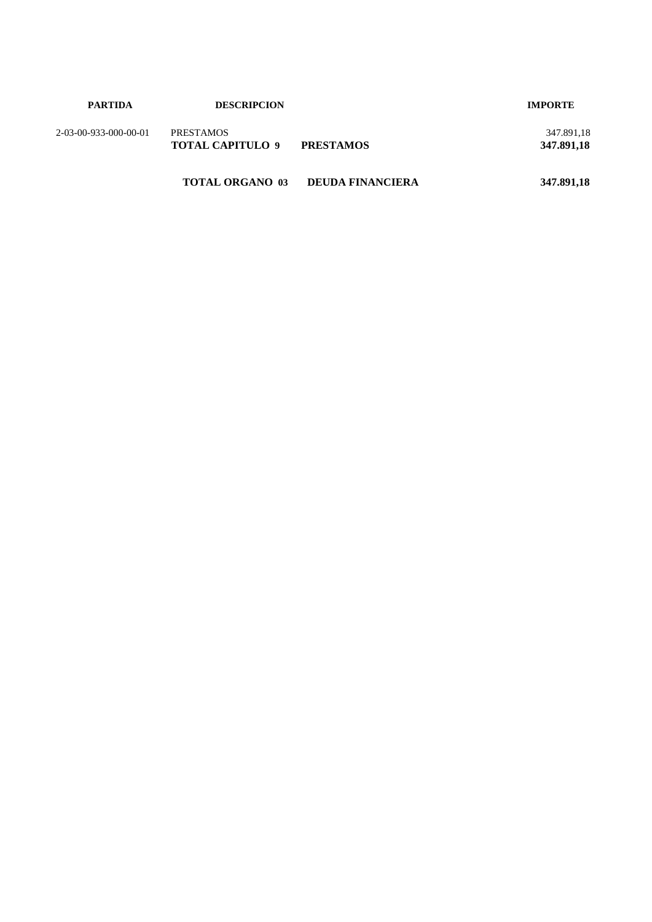| PARTIDA | DESCRIPCION | | IMPORTE |
| --- | --- | --- | --- |
| 2-03-00-933-000-00-01 | PRESTAMOS | | 347.891,18 |
| | **TOTAL CAPITULO 9** | **PRESTAMOS** | **347.891,18** |
| | **TOTAL ORGANO 03** | **DEUDA FINANCIERA** | **347.891,18** |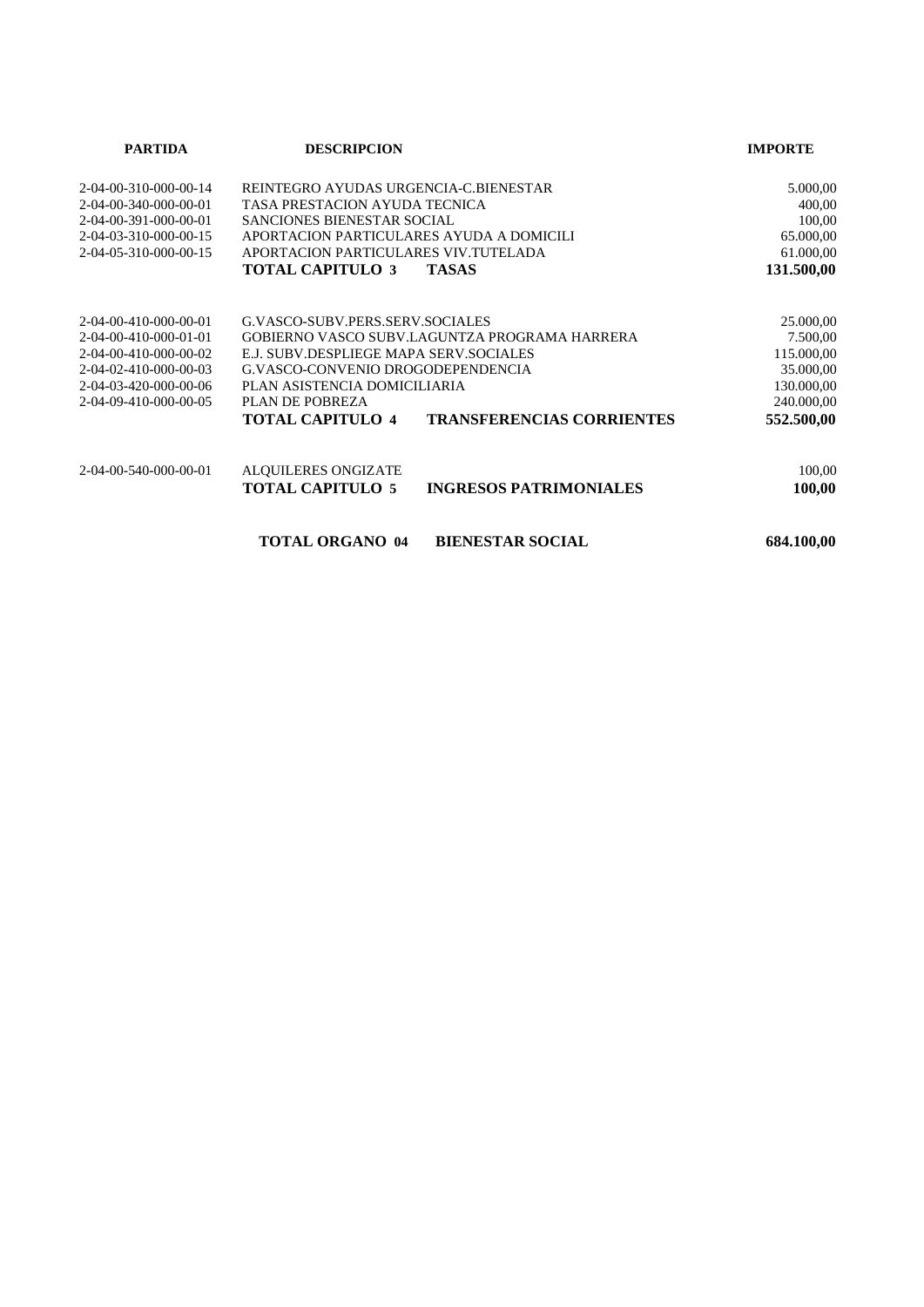| PARTIDA | DESCRIPCION | | IMPORTE |
|---|---|---|---|
| 2-04-00-310-000-00-14 | REINTEGRO AYUDAS URGENCIA-C.BIENESTAR | | 5.000,00 |
| 2-04-00-340-000-00-01 | TASA PRESTACION AYUDA TECNICA | | 400,00 |
| 2-04-00-391-000-00-01 | SANCIONES BIENESTAR SOCIAL | | 100,00 |
| 2-04-03-310-000-00-15 | APORTACION PARTICULARES AYUDA A DOMICILI | | 65.000,00 |
| 2-04-05-310-000-00-15 | APORTACION PARTICULARES VIV.TUTELADA | | 61.000,00 |
| | **TOTAL CAPITULO 3** | **TASAS** | **131.500,00** |
| 2-04-00-410-000-00-01 | G.VASCO-SUBV.PERS.SERV.SOCIALES | | 25.000,00 |
| 2-04-00-410-000-01-01 | GOBIERNO VASCO SUBV.LAGUNTZA PROGRAMA HARRERA | | 7.500,00 |
| 2-04-00-410-000-00-02 | E.J. SUBV.DESPLIEGE MAPA SERV.SOCIALES | | 115.000,00 |
| 2-04-02-410-000-00-03 | G.VASCO-CONVENIO DROGODEPENDENCIA | | 35.000,00 |
| 2-04-03-420-000-00-06 | PLAN ASISTENCIA DOMICILIARIA | | 130.000,00 |
| 2-04-09-410-000-00-05 | PLAN DE POBREZA | | 240.000,00 |
| | **TOTAL CAPITULO 4** | **TRANSFERENCIAS CORRIENTES** | **552.500,00** |
| 2-04-00-540-000-00-01 | ALQUILERES ONGIZATE | | 100,00 |
| | **TOTAL CAPITULO 5** | **INGRESOS PATRIMONIALES** | **100,00** |
| | **TOTAL ORGANO 04** | **BIENESTAR SOCIAL** | **684.100,00** |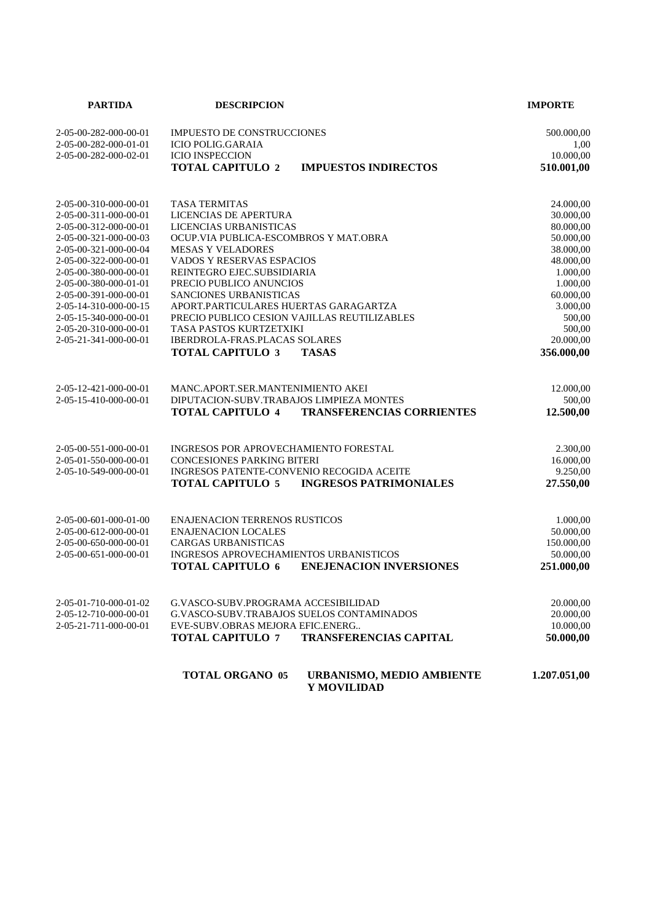| PARTIDA | DESCRIPCION | | IMPORTE |
|---|---|---|---|
| 2-05-00-282-000-00-01 | IMPUESTO DE CONSTRUCCIONES | | 500.000,00 |
| 2-05-00-282-000-01-01 | ICIO POLIG.GARAIA | | 1,00 |
| 2-05-00-282-000-02-01 | ICIO INSPECCION | | 10.000,00 |
| | **TOTAL CAPITULO 2** | **IMPUESTOS INDIRECTOS** | **510.001,00** |
| 2-05-00-310-000-00-01 | TASA TERMITAS | | 24.000,00 |
| 2-05-00-311-000-00-01 | LICENCIAS DE APERTURA | | 30.000,00 |
| 2-05-00-312-000-00-01 | LICENCIAS URBANISTICAS | | 80.000,00 |
| 2-05-00-321-000-00-03 | OCUP.VIA PUBLICA-ESCOMBROS Y MAT.OBRA | | 50.000,00 |
| 2-05-00-321-000-00-04 | MESAS Y VELADORES | | 38.000,00 |
| 2-05-00-322-000-00-01 | VADOS Y RESERVAS ESPACIOS | | 48.000,00 |
| 2-05-00-380-000-00-01 | REINTEGRO EJEC.SUBSIDIARIA | | 1.000,00 |
| 2-05-00-380-000-01-01 | PRECIO PUBLICO ANUNCIOS | | 1.000,00 |
| 2-05-00-391-000-00-01 | SANCIONES URBANISTICAS | | 60.000,00 |
| 2-05-14-310-000-00-15 | APORT.PARTICULARES HUERTAS GARAGARTZA | | 3.000,00 |
| 2-05-15-340-000-00-01 | PRECIO PUBLICO CESION VAJILLAS REUTILIZABLES | | 500,00 |
| 2-05-20-310-000-00-01 | TASA PASTOS KURTZETXIKI | | 500,00 |
| 2-05-21-341-000-00-01 | IBERDROLA-FRAS.PLACAS SOLARES | | 20.000,00 |
| | **TOTAL CAPITULO 3** | **TASAS** | **356.000,00** |
| 2-05-12-421-000-00-01 | MANC.APORT.SER.MANTENIMIENTO AKEI | | 12.000,00 |
| 2-05-15-410-000-00-01 | DIPUTACION-SUBV.TRABAJOS LIMPIEZA MONTES | | 500,00 |
| | **TOTAL CAPITULO 4** | **TRANSFERENCIAS CORRIENTES** | **12.500,00** |
| 2-05-00-551-000-00-01 | INGRESOS POR APROVECHAMIENTO FORESTAL | | 2.300,00 |
| 2-05-01-550-000-00-01 | CONCESIONES PARKING BITERI | | 16.000,00 |
| 2-05-10-549-000-00-01 | INGRESOS PATENTE-CONVENIO RECOGIDA ACEITE | | 9.250,00 |
| | **TOTAL CAPITULO 5** | **INGRESOS PATRIMONIALES** | **27.550,00** |
| 2-05-00-601-000-01-00 | ENAJENACION TERRENOS RUSTICOS | | 1.000,00 |
| 2-05-00-612-000-00-01 | ENAJENACION LOCALES | | 50.000,00 |
| 2-05-00-650-000-00-01 | CARGAS URBANISTICAS | | 150.000,00 |
| 2-05-00-651-000-00-01 | INGRESOS APROVECHAMIENTOS URBANISTICOS | | 50.000,00 |
| | **TOTAL CAPITULO 6** | **ENEJENACION INVERSIONES** | **251.000,00** |
| 2-05-01-710-000-01-02 | G.VASCO-SUBV.PROGRAMA ACCESIBILIDAD | | 20.000,00 |
| 2-05-12-710-000-00-01 | G.VASCO-SUBV.TRABAJOS SUELOS CONTAMINADOS | | 20.000,00 |
| 2-05-21-711-000-00-01 | EVE-SUBV.OBRAS MEJORA EFIC.ENERG.. | | 10.000,00 |
| | **TOTAL CAPITULO 7** | **TRANSFERENCIAS CAPITAL** | **50.000,00** |
| | **TOTAL ORGANO 05** | **URBANISMO, MEDIO AMBIENTE Y MOVILIDAD** | **1.207.051,00** |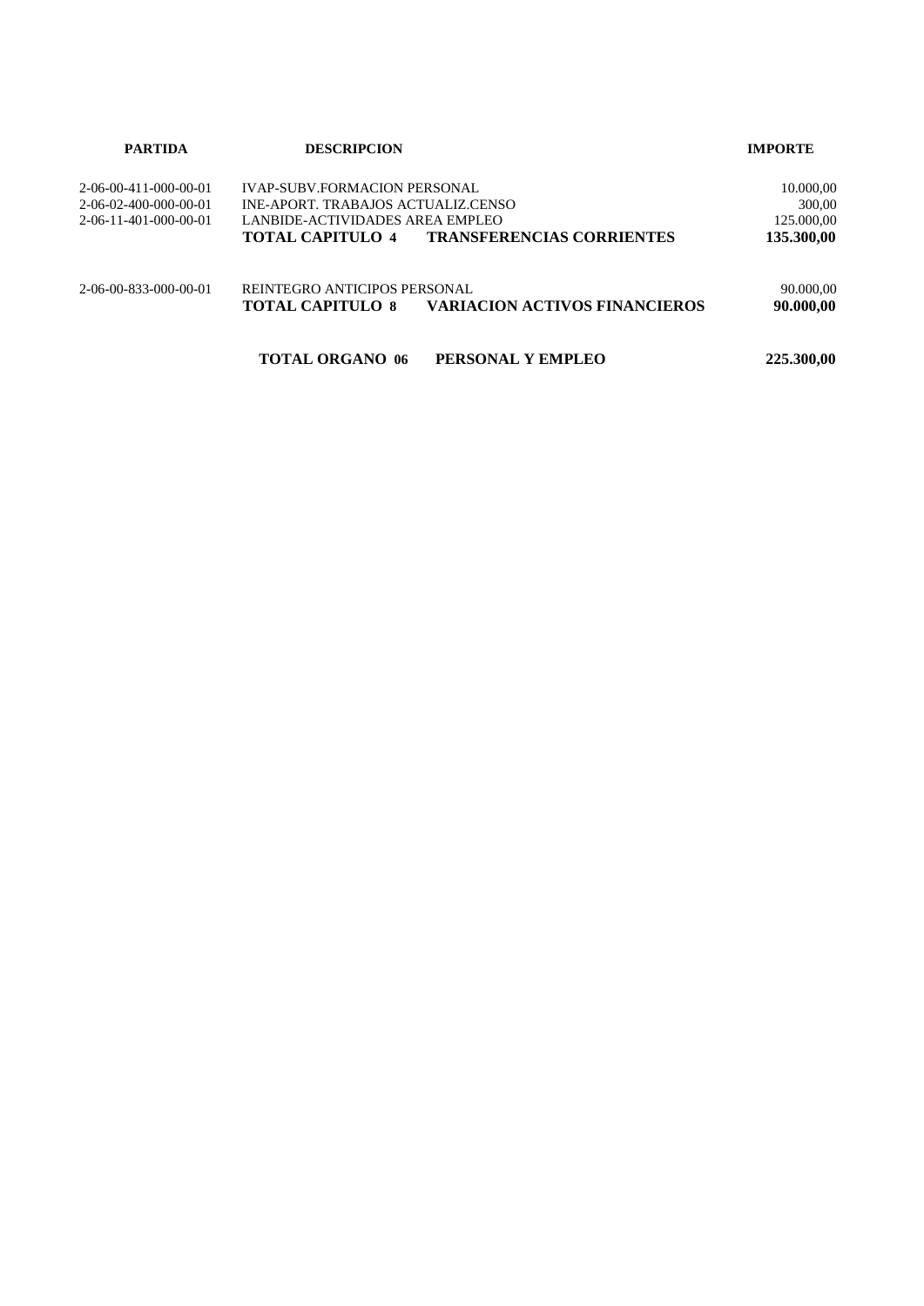| PARTIDA | DESCRIPCION | | IMPORTE |
|---|---|---|---|
| 2-06-00-411-000-00-01 | IVAP-SUBV.FORMACION PERSONAL | | 10.000,00 |
| 2-06-02-400-000-00-01 | INE-APORT. TRABAJOS ACTUALIZ.CENSO | | 300,00 |
| 2-06-11-401-000-00-01 | LANBIDE-ACTIVIDADES AREA EMPLEO | | 125.000,00 |
| | **TOTAL CAPITULO 4** | **TRANSFERENCIAS CORRIENTES** | **135.300,00** |
| 2-06-00-833-000-00-01 | REINTEGRO ANTICIPOS PERSONAL | | 90.000,00 |
| | **TOTAL CAPITULO 8** | **VARIACION ACTIVOS FINANCIEROS** | **90.000,00** |
| | **TOTAL ORGANO 06** | **PERSONAL Y EMPLEO** | **225.300,00** |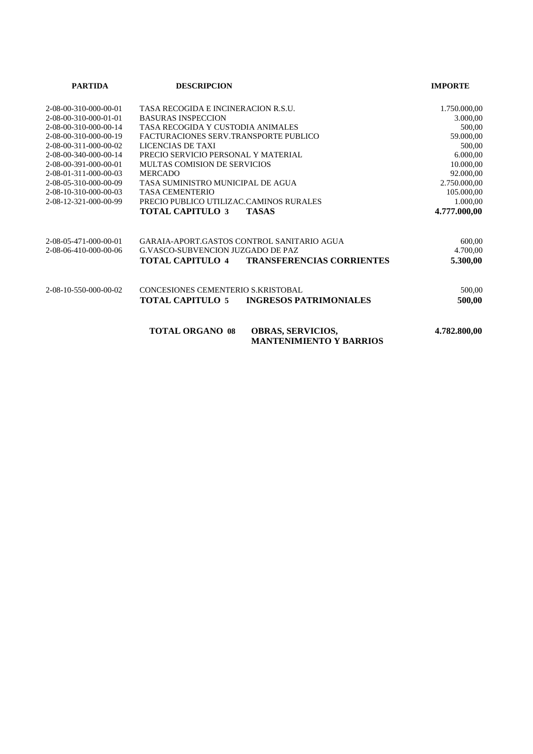| PARTIDA | DESCRIPCION | | IMPORTE |
|---|---|---|---|
| 2-08-00-310-000-00-01 | TASA RECOGIDA E INCINERACION R.S.U. | | 1.750.000,00 |
| 2-08-00-310-000-01-01 | BASURAS INSPECCION | | 3.000,00 |
| 2-08-00-310-000-00-14 | TASA RECOGIDA Y CUSTODIA ANIMALES | | 500,00 |
| 2-08-00-310-000-00-19 | FACTURACIONES SERV.TRANSPORTE PUBLICO | | 59.000,00 |
| 2-08-00-311-000-00-02 | LICENCIAS DE TAXI | | 500,00 |
| 2-08-00-340-000-00-14 | PRECIO SERVICIO PERSONAL Y MATERIAL | | 6.000,00 |
| 2-08-00-391-000-00-01 | MULTAS COMISION DE SERVICIOS | | 10.000,00 |
| 2-08-01-311-000-00-03 | MERCADO | | 92.000,00 |
| 2-08-05-310-000-00-09 | TASA SUMINISTRO MUNICIPAL DE AGUA | | 2.750.000,00 |
| 2-08-10-310-000-00-03 | TASA CEMENTERIO | | 105.000,00 |
| 2-08-12-321-000-00-99 | PRECIO PUBLICO UTILIZAC.CAMINOS RURALES | | 1.000,00 |
| | **TOTAL CAPITULO 3** | **TASAS** | **4.777.000,00** |
| 2-08-05-471-000-00-01 | GARAIA-APORT.GASTOS CONTROL SANITARIO AGUA | | 600,00 |
| 2-08-06-410-000-00-06 | G.VASCO-SUBVENCION JUZGADO DE PAZ | | 4.700,00 |
| | **TOTAL CAPITULO 4** | **TRANSFERENCIAS CORRIENTES** | **5.300,00** |
| 2-08-10-550-000-00-02 | CONCESIONES CEMENTERIO S.KRISTOBAL | | 500,00 |
| | **TOTAL CAPITULO 5** | **INGRESOS PATRIMONIALES** | **500,00** |
| | **TOTAL ORGANO 08** | **OBRAS, SERVICIOS, MANTENIMIENTO Y BARRIOS** | **4.782.800,00** |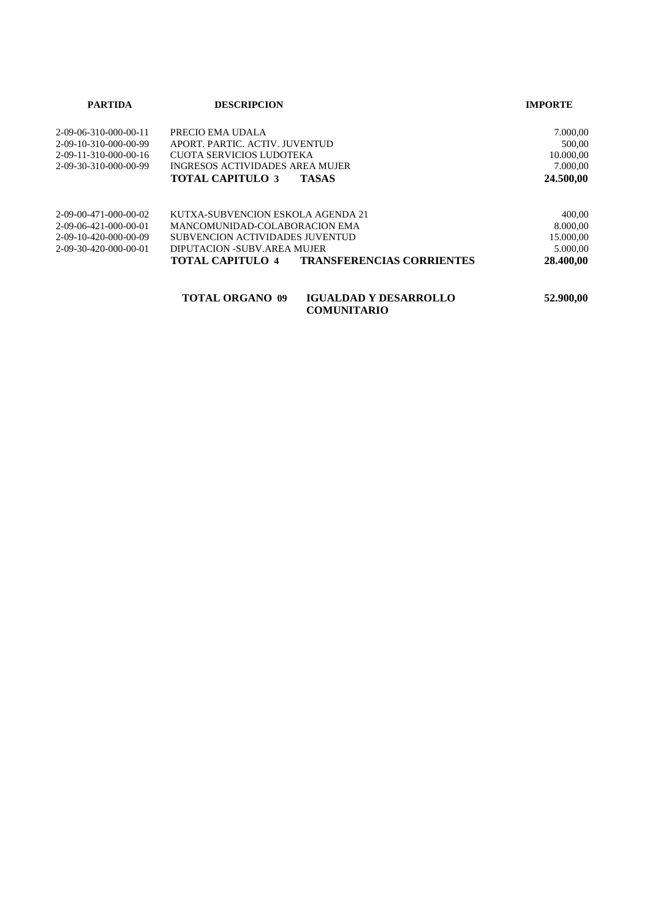| PARTIDA | DESCRIPCION | | IMPORTE |
|---|---|---|---|
| 2-09-06-310-000-00-11 | PRECIO EMA UDALA | | 7.000,00 |
| 2-09-10-310-000-00-99 | APORT. PARTIC. ACTIV. JUVENTUD | | 500,00 |
| 2-09-11-310-000-00-16 | CUOTA SERVICIOS LUDOTEKA | | 10.000,00 |
| 2-09-30-310-000-00-99 | INGRESOS ACTIVIDADES AREA MUJER | | 7.000,00 |
| | **TOTAL CAPITULO 3** | **TASAS** | **24.500,00** |
| | | | |
| 2-09-00-471-000-00-02 | KUTXA-SUBVENCION ESKOLA AGENDA 21 | | 400,00 |
| 2-09-06-421-000-00-01 | MANCOMUNIDAD-COLABORACION EMA | | 8.000,00 |
| 2-09-10-420-000-00-09 | SUBVENCION ACTIVIDADES JUVENTUD | | 15.000,00 |
| 2-09-30-420-000-00-01 | DIPUTACION -SUBV.AREA MUJER | | 5.000,00 |
| | **TOTAL CAPITULO 4** | **TRANSFERENCIAS CORRIENTES** | **28.400,00** |
| | | | |
| | **TOTAL ORGANO 09** | **IGUALDAD Y DESARROLLO COMUNITARIO** | **52.900,00** |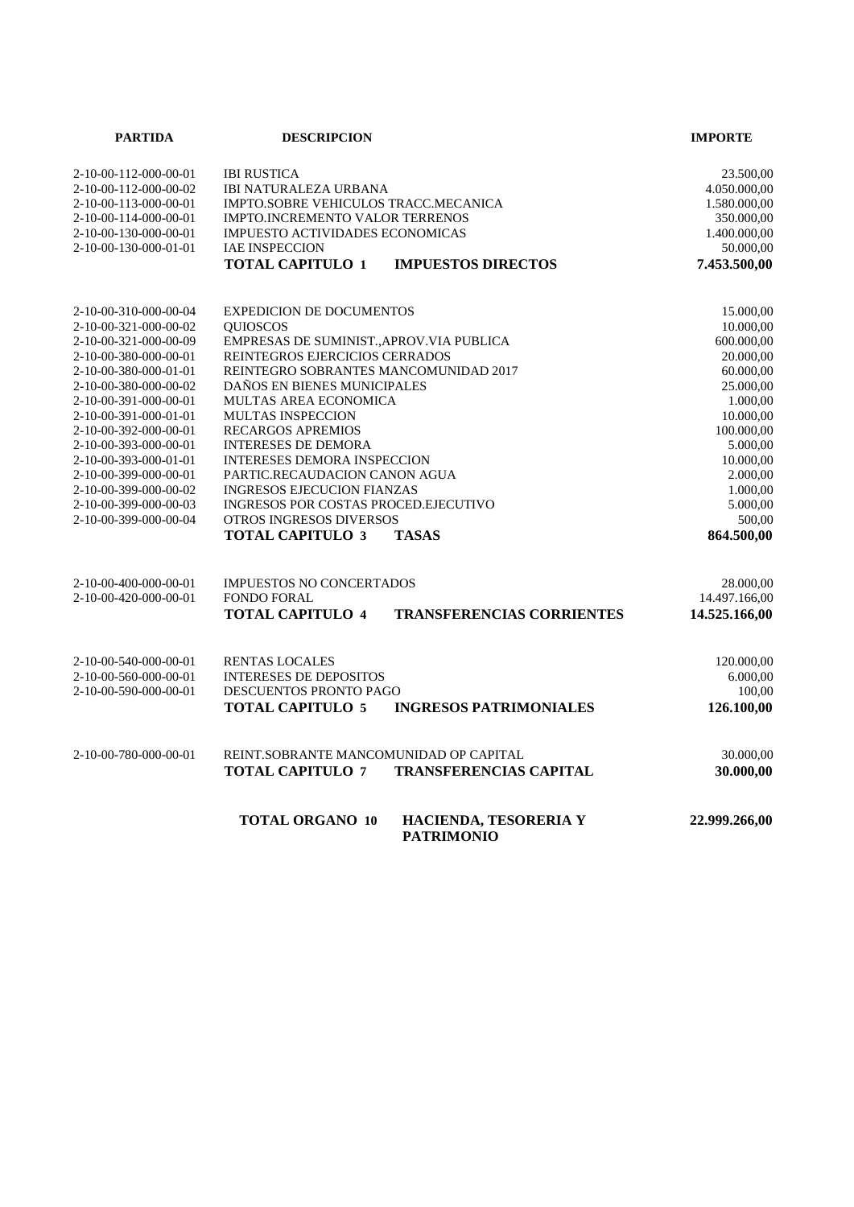| PARTIDA | DESCRIPCION | | IMPORTE |
|---|---|---|---|
| 2-10-00-112-000-00-01 | IBI RUSTICA | | 23.500,00 |
| 2-10-00-112-000-00-02 | IBI NATURALEZA URBANA | | 4.050.000,00 |
| 2-10-00-113-000-00-01 | IMPTO.SOBRE VEHICULOS TRACC.MECANICA | | 1.580.000,00 |
| 2-10-00-114-000-00-01 | IMPTO.INCREMENTO VALOR TERRENOS | | 350.000,00 |
| 2-10-00-130-000-00-01 | IMPUESTO ACTIVIDADES ECONOMICAS | | 1.400.000,00 |
| 2-10-00-130-000-01-01 | IAE INSPECCION | | 50.000,00 |
| | **TOTAL CAPITULO 1** | **IMPUESTOS DIRECTOS** | **7.453.500,00** |
| 2-10-00-310-000-00-04 | EXPEDICION DE DOCUMENTOS | | 15.000,00 |
| 2-10-00-321-000-00-02 | QUIOSCOS | | 10.000,00 |
| 2-10-00-321-000-00-09 | EMPRESAS DE SUMINIST.,APROV.VIA PUBLICA | | 600.000,00 |
| 2-10-00-380-000-00-01 | REINTEGROS EJERCICIOS CERRADOS | | 20.000,00 |
| 2-10-00-380-000-01-01 | REINTEGRO SOBRANTES MANCOMUNIDAD 2017 | | 60.000,00 |
| 2-10-00-380-000-00-02 | DAÑOS EN BIENES MUNICIPALES | | 25.000,00 |
| 2-10-00-391-000-00-01 | MULTAS AREA ECONOMICA | | 1.000,00 |
| 2-10-00-391-000-01-01 | MULTAS INSPECCION | | 10.000,00 |
| 2-10-00-392-000-00-01 | RECARGOS APREMIOS | | 100.000,00 |
| 2-10-00-393-000-00-01 | INTERESES DE DEMORA | | 5.000,00 |
| 2-10-00-393-000-01-01 | INTERESES DEMORA INSPECCION | | 10.000,00 |
| 2-10-00-399-000-00-01 | PARTIC.RECAUDACION CANON AGUA | | 2.000,00 |
| 2-10-00-399-000-00-02 | INGRESOS EJECUCION FIANZAS | | 1.000,00 |
| 2-10-00-399-000-00-03 | INGRESOS POR COSTAS PROCED.EJECUTIVO | | 5.000,00 |
| 2-10-00-399-000-00-04 | OTROS INGRESOS DIVERSOS | | 500,00 |
| | **TOTAL CAPITULO 3** | **TASAS** | **864.500,00** |
| 2-10-00-400-000-00-01 | IMPUESTOS NO CONCERTADOS | | 28.000,00 |
| 2-10-00-420-000-00-01 | FONDO FORAL | | 14.497.166,00 |
| | **TOTAL CAPITULO 4** | **TRANSFERENCIAS CORRIENTES** | **14.525.166,00** |
| 2-10-00-540-000-00-01 | RENTAS LOCALES | | 120.000,00 |
| 2-10-00-560-000-00-01 | INTERESES DE DEPOSITOS | | 6.000,00 |
| 2-10-00-590-000-00-01 | DESCUENTOS PRONTO PAGO | | 100,00 |
| | **TOTAL CAPITULO 5** | **INGRESOS PATRIMONIALES** | **126.100,00** |
| 2-10-00-780-000-00-01 | REINT.SOBRANTE MANCOMUNIDAD OP CAPITAL | | 30.000,00 |
| | **TOTAL CAPITULO 7** | **TRANSFERENCIAS CAPITAL** | **30.000,00** |
| | **TOTAL ORGANO 10** | **HACIENDA, TESORERIA Y PATRIMONIO** | **22.999.266,00** |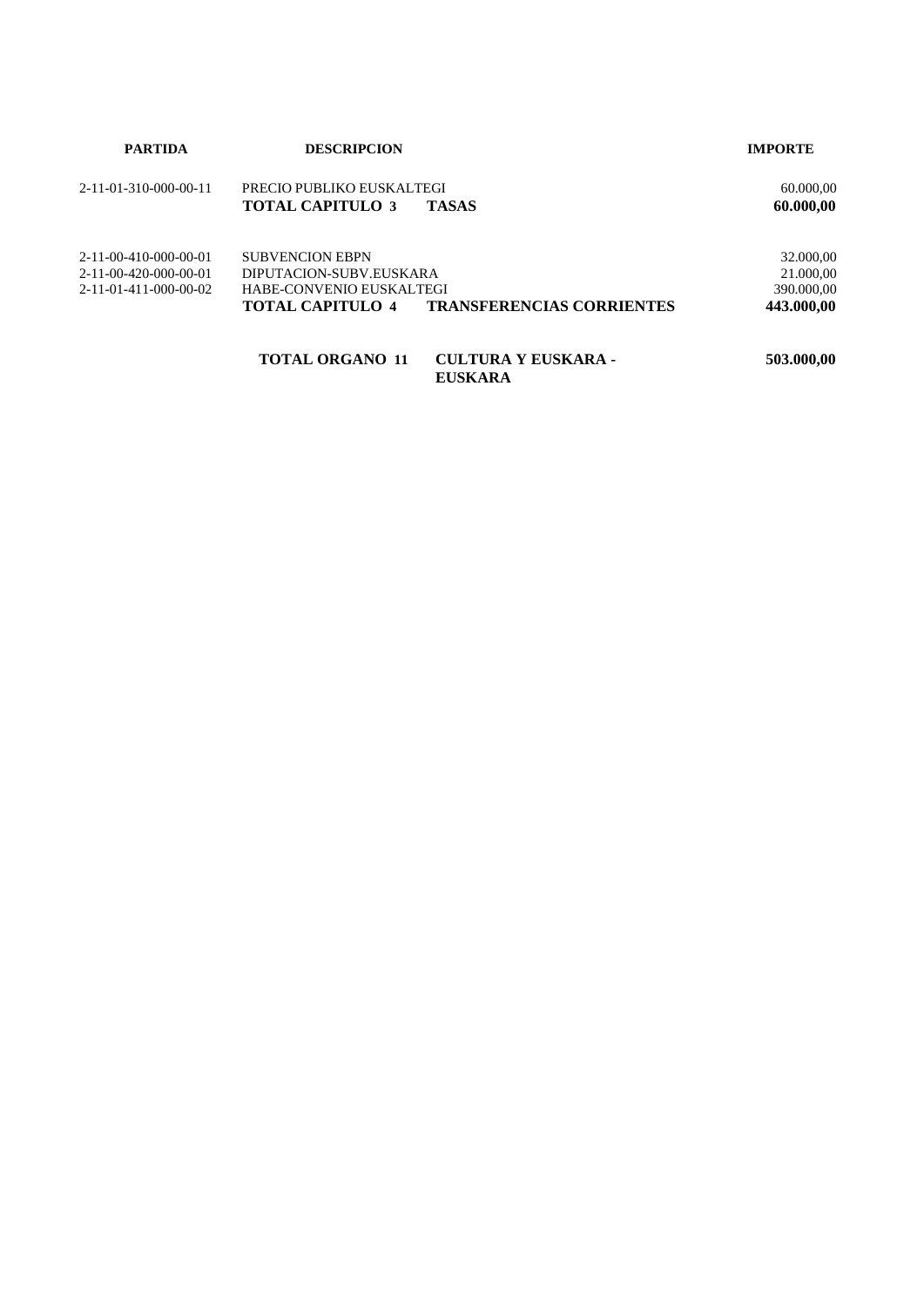| PARTIDA | DESCRIPCION | | IMPORTE |
|---|---|---|---|
| 2-11-01-310-000-00-11 | PRECIO PUBLIKO EUSKALTEGI | | 60.000,00 |
| | **TOTAL CAPITULO 3** | **TASAS** | **60.000,00** |
| 2-11-00-410-000-00-01 | SUBVENCION EBPN | | 32.000,00 |
| 2-11-00-420-000-00-01 | DIPUTACION-SUBV.EUSKARA | | 21.000,00 |
| 2-11-01-411-000-00-02 | HABE-CONVENIO EUSKALTEGI | | 390.000,00 |
| | **TOTAL CAPITULO 4** | **TRANSFERENCIAS CORRIENTES** | **443.000,00** |
| | **TOTAL ORGANO 11** | **CULTURA Y EUSKARA - EUSKARA** | **503.000,00** |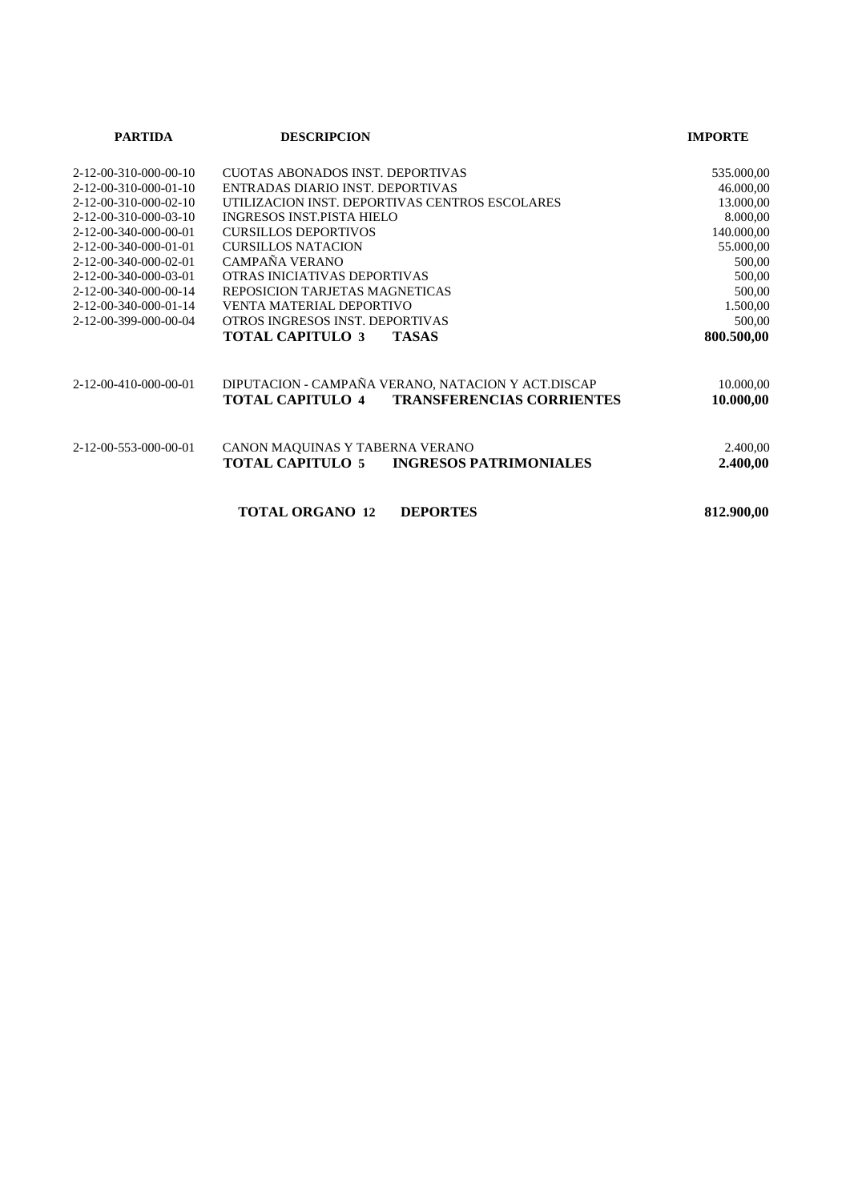| PARTIDA | DESCRIPCION | IMPORTE |
|---|---|---|
| 2-12-00-310-000-00-10 | CUOTAS ABONADOS INST. DEPORTIVAS | 535.000,00 |
| 2-12-00-310-000-01-10 | ENTRADAS DIARIO INST. DEPORTIVAS | 46.000,00 |
| 2-12-00-310-000-02-10 | UTILIZACION INST. DEPORTIVAS CENTROS ESCOLARES | 13.000,00 |
| 2-12-00-310-000-03-10 | INGRESOS INST.PISTA HIELO | 8.000,00 |
| 2-12-00-340-000-00-01 | CURSILLOS DEPORTIVOS | 140.000,00 |
| 2-12-00-340-000-01-01 | CURSILLOS NATACION | 55.000,00 |
| 2-12-00-340-000-02-01 | CAMPAÑA VERANO | 500,00 |
| 2-12-00-340-000-03-01 | OTRAS INICIATIVAS DEPORTIVAS | 500,00 |
| 2-12-00-340-000-00-14 | REPOSICION TARJETAS MAGNETICAS | 500,00 |
| 2-12-00-340-000-01-14 | VENTA MATERIAL DEPORTIVO | 1.500,00 |
| 2-12-00-399-000-00-04 | OTROS INGRESOS INST. DEPORTIVAS | 500,00 |
| | **TOTAL CAPITULO 3 TASAS** | **800.500,00** |
| 2-12-00-410-000-00-01 | DIPUTACION - CAMPAÑA VERANO, NATACION Y ACT.DISCAP | 10.000,00 |
| | **TOTAL CAPITULO 4 TRANSFERENCIAS CORRIENTES** | **10.000,00** |
| 2-12-00-553-000-00-01 | CANON MAQUINAS Y TABERNA VERANO | 2.400,00 |
| | **TOTAL CAPITULO 5 INGRESOS PATRIMONIALES** | **2.400,00** |
| | **TOTAL ORGANO 12 DEPORTES** | **812.900,00** |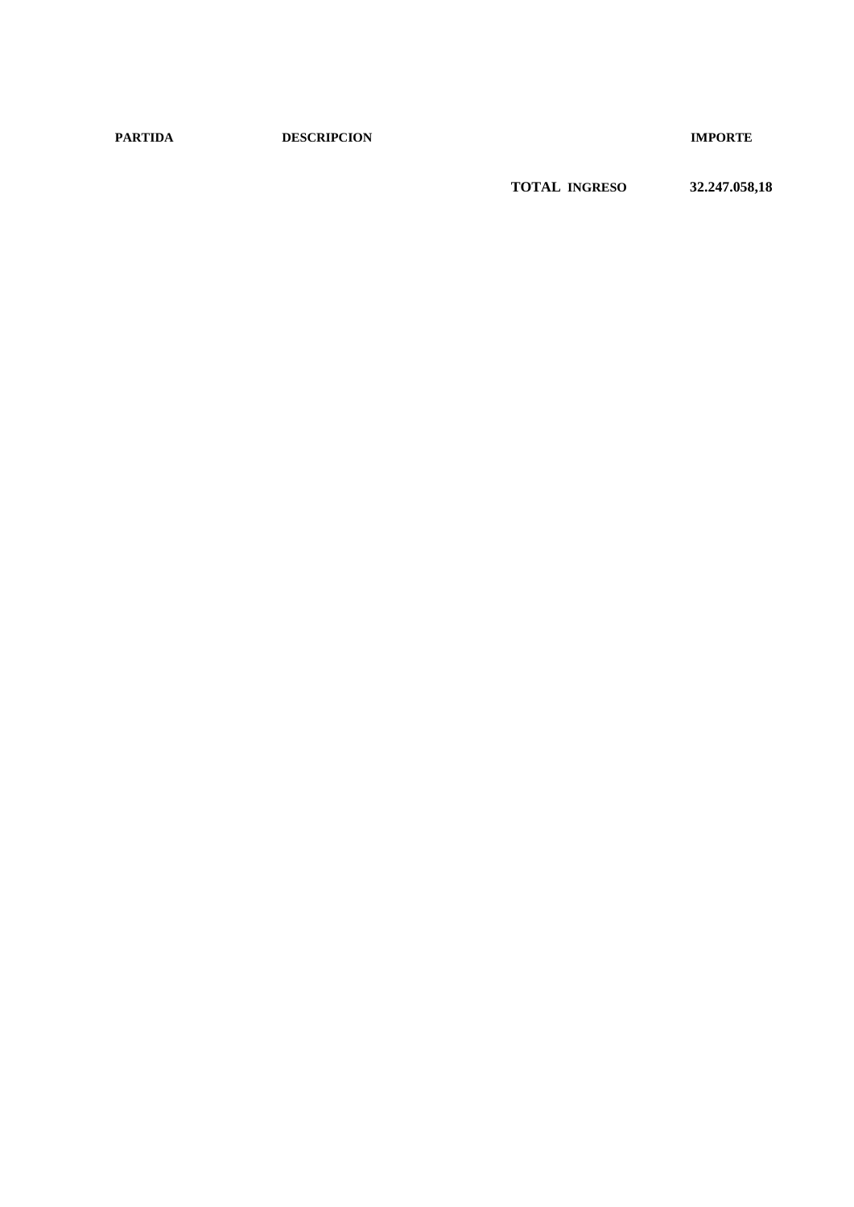| PARTIDA | DESCRIPCION | | IMPORTE |
|---|---|---|---|
| | | **TOTAL INGRESO** | **32.247.058,18** |